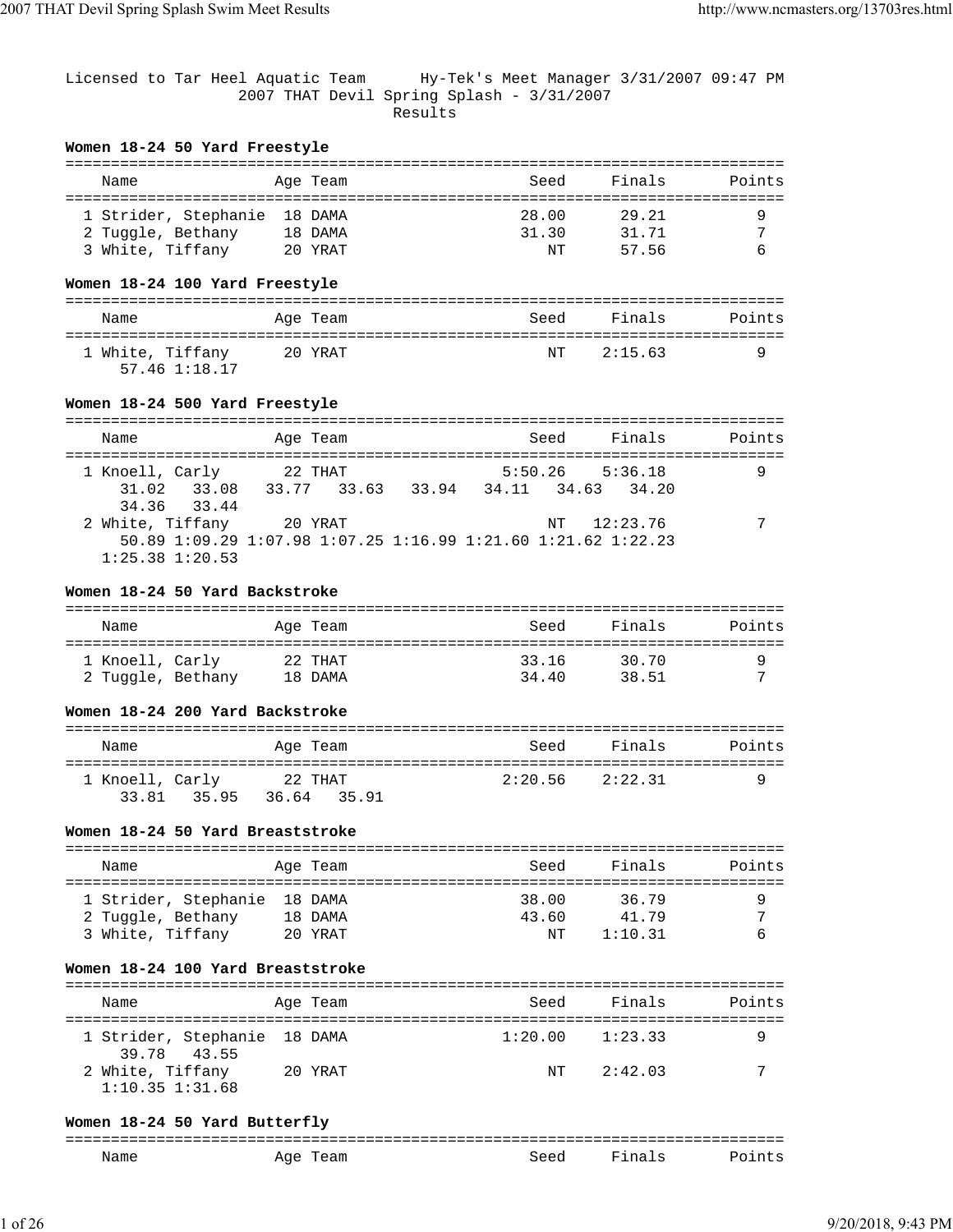Licensed to Tar Heel Aquatic Team      Hy-Tek's Meet Manager 3/31/2007 09:47 PM

2007 THAT Devil Spring Splash - 3/31/2007

Results

### Women 18-24 50 Yard Freestyle

| | Name | Age | Team | Seed | Finals | Points |
|---|---|---|---|---|---|---|
| 1 | Strider, Stephanie | 18 | DAMA | 28.00 | 29.21 | 9 |
| 2 | Tuggle, Bethany | 18 | DAMA | 31.30 | 31.71 | 7 |
| 3 | White, Tiffany | 20 | YRAT | NT | 57.56 | 6 |

### Women 18-24 100 Yard Freestyle

| | Name | Age | Team | Seed | Finals | Points |
|---|---|---|---|---|---|---|
| 1 | White, Tiffany | 20 | YRAT | NT | 2:15.63 | 9 |
| | 57.46 1:18.17 | | | | | |

### Women 18-24 500 Yard Freestyle

| | Name | Age | Team | Seed | Finals | Points |
|---|---|---|---|---|---|---|
| 1 | Knoell, Carly | 22 | THAT | 5:50.26 | 5:36.18 | 9 |
| | 31.02 33.08 33.77 33.63 33.94 34.11 34.63 34.20 34.36 33.44 | | | | | |
| 2 | White, Tiffany | 20 | YRAT | NT | 12:23.76 | 7 |
| | 50.89 1:09.29 1:07.98 1:07.25 1:16.99 1:21.60 1:21.62 1:22.23 1:25.38 1:20.53 | | | | | |

### Women 18-24 50 Yard Backstroke

| | Name | Age | Team | Seed | Finals | Points |
|---|---|---|---|---|---|---|
| 1 | Knoell, Carly | 22 | THAT | 33.16 | 30.70 | 9 |
| 2 | Tuggle, Bethany | 18 | DAMA | 34.40 | 38.51 | 7 |

### Women 18-24 200 Yard Backstroke

| | Name | Age | Team | Seed | Finals | Points |
|---|---|---|---|---|---|---|
| 1 | Knoell, Carly | 22 | THAT | 2:20.56 | 2:22.31 | 9 |
| | 33.81 35.95 36.64 35.91 | | | | | |

### Women 18-24 50 Yard Breaststroke

| | Name | Age | Team | Seed | Finals | Points |
|---|---|---|---|---|---|---|
| 1 | Strider, Stephanie | 18 | DAMA | 38.00 | 36.79 | 9 |
| 2 | Tuggle, Bethany | 18 | DAMA | 43.60 | 41.79 | 7 |
| 3 | White, Tiffany | 20 | YRAT | NT | 1:10.31 | 6 |

### Women 18-24 100 Yard Breaststroke

| | Name | Age | Team | Seed | Finals | Points |
|---|---|---|---|---|---|---|
| 1 | Strider, Stephanie | 18 | DAMA | 1:20.00 | 1:23.33 | 9 |
| | 39.78 43.55 | | | | | |
| 2 | White, Tiffany | 20 | YRAT | NT | 2:42.03 | 7 |
| | 1:10.35 1:31.68 | | | | | |

### Women 18-24 50 Yard Butterfly

| | Name | Age | Team | Seed | Finals | Points |
|---|---|---|---|---|---|---|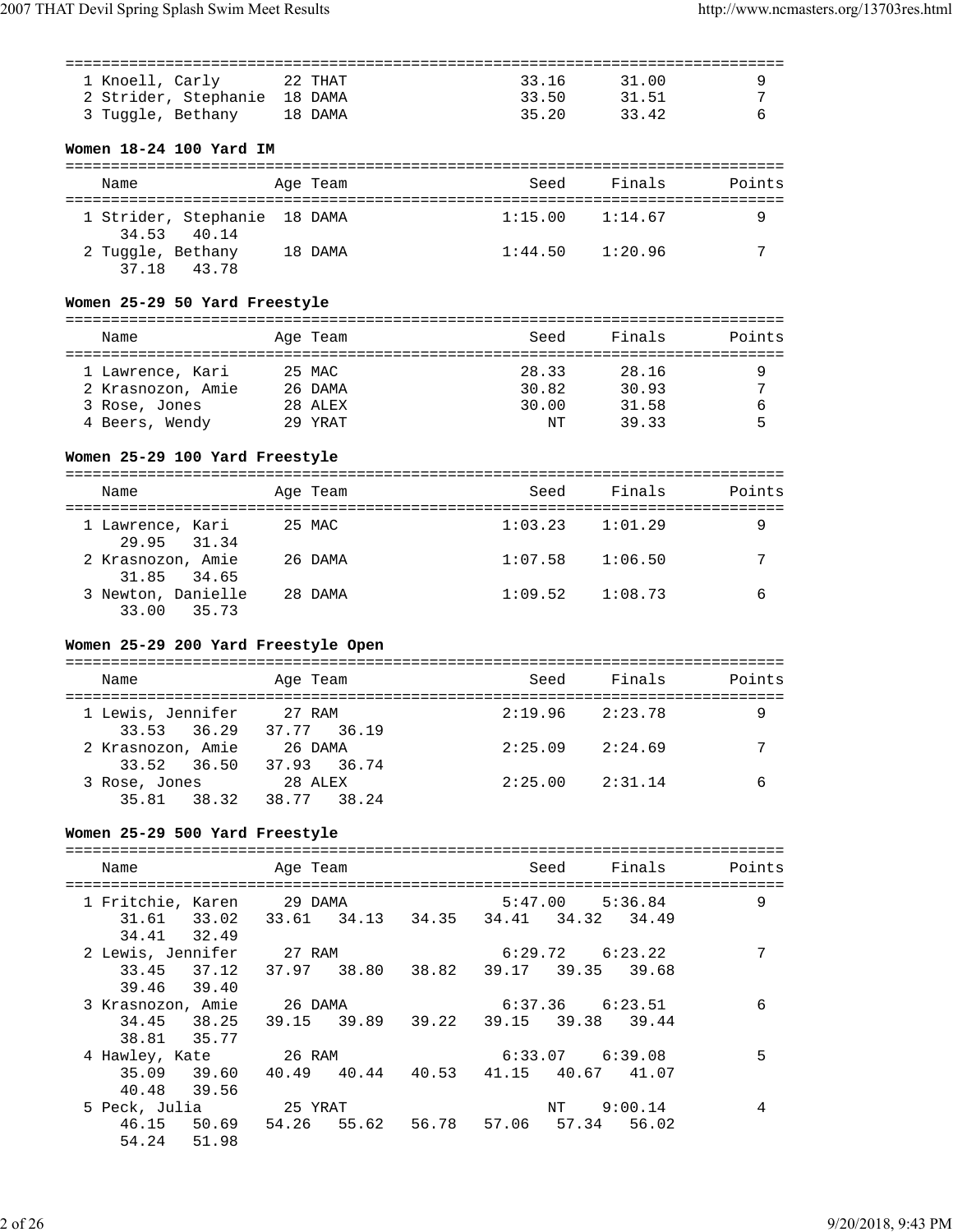| Name | Age | Team | Seed | Finals | Points |
|---|---|---|---|---|---|
| 1 Knoell, Carly | 22 | THAT | 33.16 | 31.00 | 9 |
| 2 Strider, Stephanie | 18 | DAMA | 33.50 | 31.51 | 7 |
| 3 Tuggle, Bethany | 18 | DAMA | 35.20 | 33.42 | 6 |

**Women 18-24 100 Yard IM**

| Name | Age | Team | Seed | Finals | Points |
|---|---|---|---|---|---|
| 1 Strider, Stephanie | 18 | DAMA | 1:15.00 | 1:14.67 | 9 |
| 34.53 40.14 | | | | | |
| 2 Tuggle, Bethany | 18 | DAMA | 1:44.50 | 1:20.96 | 7 |
| 37.18 43.78 | | | | | |

**Women 25-29 50 Yard Freestyle**

| Name | Age | Team | Seed | Finals | Points |
|---|---|---|---|---|---|
| 1 Lawrence, Kari | 25 | MAC | 28.33 | 28.16 | 9 |
| 2 Krasnozon, Amie | 26 | DAMA | 30.82 | 30.93 | 7 |
| 3 Rose, Jones | 28 | ALEX | 30.00 | 31.58 | 6 |
| 4 Beers, Wendy | 29 | YRAT | NT | 39.33 | 5 |

**Women 25-29 100 Yard Freestyle**

| Name | Age | Team | Seed | Finals | Points |
|---|---|---|---|---|---|
| 1 Lawrence, Kari | 25 | MAC | 1:03.23 | 1:01.29 | 9 |
| 29.95 31.34 | | | | | |
| 2 Krasnozon, Amie | 26 | DAMA | 1:07.58 | 1:06.50 | 7 |
| 31.85 34.65 | | | | | |
| 3 Newton, Danielle | 28 | DAMA | 1:09.52 | 1:08.73 | 6 |
| 33.00 35.73 | | | | | |

**Women 25-29 200 Yard Freestyle Open**

| Name | Age | Team | Seed | Finals | Points |
|---|---|---|---|---|---|
| 1 Lewis, Jennifer | 27 | RAM | 2:19.96 | 2:23.78 | 9 |
| 33.53 36.29 37.77 36.19 | | | | | |
| 2 Krasnozon, Amie | 26 | DAMA | 2:25.09 | 2:24.69 | 7 |
| 33.52 36.50 37.93 36.74 | | | | | |
| 3 Rose, Jones | 28 | ALEX | 2:25.00 | 2:31.14 | 6 |
| 35.81 38.32 38.77 38.24 | | | | | |

**Women 25-29 500 Yard Freestyle**

| Name | Age | Team | Seed | Finals | Points |
|---|---|---|---|---|---|
| 1 Fritchie, Karen | 29 | DAMA | 5:47.00 | 5:36.84 | 9 |
| 31.61 33.02 33.61 34.13 34.35 34.41 34.32 34.49 34.41 32.49 | | | | | |
| 2 Lewis, Jennifer | 27 | RAM | 6:29.72 | 6:23.22 | 7 |
| 33.45 37.12 37.97 38.80 38.82 39.17 39.35 39.68 39.46 39.40 | | | | | |
| 3 Krasnozon, Amie | 26 | DAMA | 6:37.36 | 6:23.51 | 6 |
| 34.45 38.25 39.15 39.89 39.22 39.15 39.38 39.44 38.81 35.77 | | | | | |
| 4 Hawley, Kate | 26 | RAM | 6:33.07 | 6:39.08 | 5 |
| 35.09 39.60 40.49 40.44 40.53 41.15 40.67 41.07 40.48 39.56 | | | | | |
| 5 Peck, Julia | 25 | YRAT | NT | 9:00.14 | 4 |
| 46.15 50.69 54.26 55.62 56.78 57.06 57.34 56.02 54.24 51.98 | | | | | |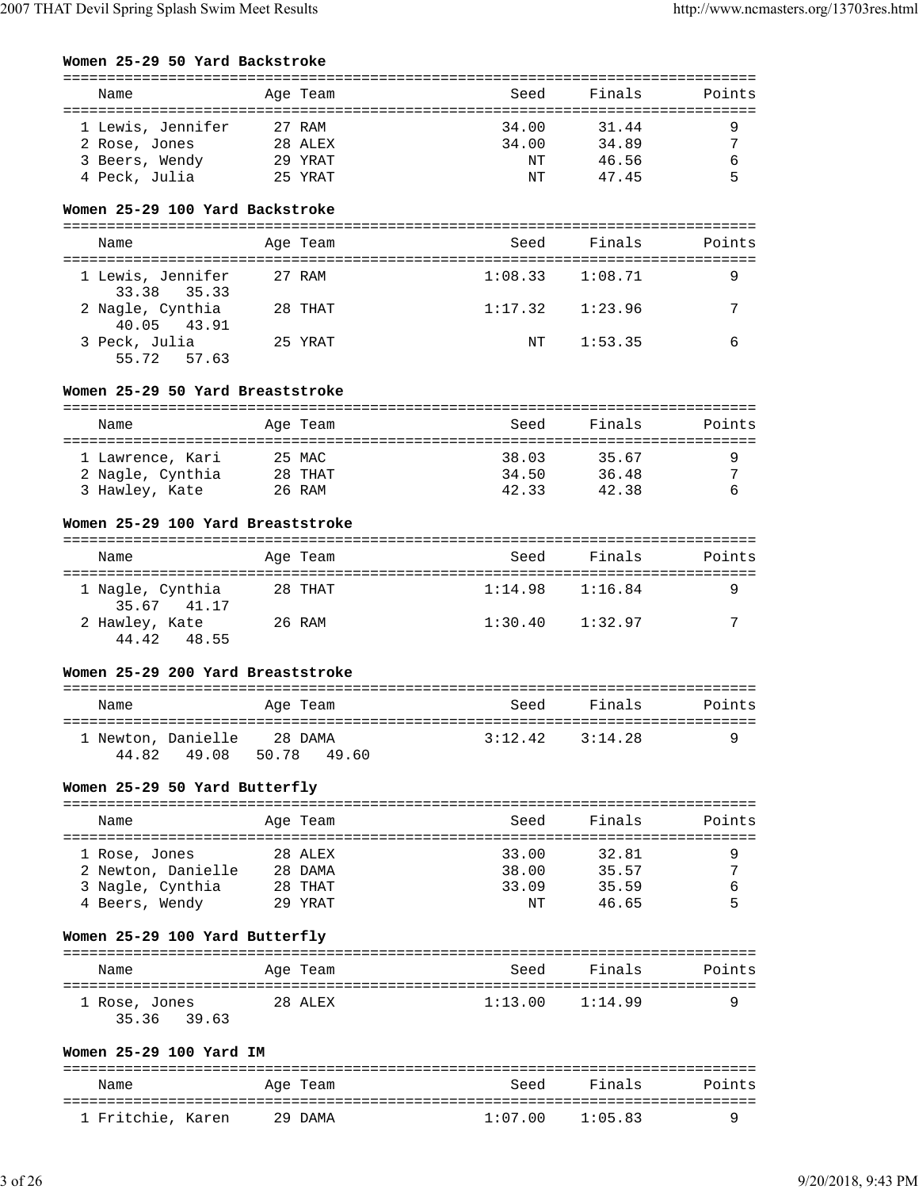**Women 25-29 50 Yard Backstroke**

| Name | Age | Team | Seed | Finals | Points |
|---|---|---|---|---|---|
| 1 Lewis, Jennifer | 27 | RAM | 34.00 | 31.44 | 9 |
| 2 Rose, Jones | 28 | ALEX | 34.00 | 34.89 | 7 |
| 3 Beers, Wendy | 29 | YRAT | NT | 46.56 | 6 |
| 4 Peck, Julia | 25 | YRAT | NT | 47.45 | 5 |

**Women 25-29 100 Yard Backstroke**

| Name | Age | Team | Seed | Finals | Points |
|---|---|---|---|---|---|
| 1 Lewis, Jennifer | 27 | RAM | 1:08.33 | 1:08.71 | 9 |
| 33.38 35.33 | | | | | |
| 2 Nagle, Cynthia | 28 | THAT | 1:17.32 | 1:23.96 | 7 |
| 40.05 43.91 | | | | | |
| 3 Peck, Julia | 25 | YRAT | NT | 1:53.35 | 6 |
| 55.72 57.63 | | | | | |

**Women 25-29 50 Yard Breaststroke**

| Name | Age | Team | Seed | Finals | Points |
|---|---|---|---|---|---|
| 1 Lawrence, Kari | 25 | MAC | 38.03 | 35.67 | 9 |
| 2 Nagle, Cynthia | 28 | THAT | 34.50 | 36.48 | 7 |
| 3 Hawley, Kate | 26 | RAM | 42.33 | 42.38 | 6 |

**Women 25-29 100 Yard Breaststroke**

| Name | Age | Team | Seed | Finals | Points |
|---|---|---|---|---|---|
| 1 Nagle, Cynthia | 28 | THAT | 1:14.98 | 1:16.84 | 9 |
| 35.67 41.17 | | | | | |
| 2 Hawley, Kate | 26 | RAM | 1:30.40 | 1:32.97 | 7 |
| 44.42 48.55 | | | | | |

**Women 25-29 200 Yard Breaststroke**

| Name | Age | Team | Seed | Finals | Points |
|---|---|---|---|---|---|
| 1 Newton, Danielle | 28 | DAMA | 3:12.42 | 3:14.28 | 9 |
| 44.82 49.08 50.78 49.60 | | | | | |

**Women 25-29 50 Yard Butterfly**

| Name | Age | Team | Seed | Finals | Points |
|---|---|---|---|---|---|
| 1 Rose, Jones | 28 | ALEX | 33.00 | 32.81 | 9 |
| 2 Newton, Danielle | 28 | DAMA | 38.00 | 35.57 | 7 |
| 3 Nagle, Cynthia | 28 | THAT | 33.09 | 35.59 | 6 |
| 4 Beers, Wendy | 29 | YRAT | NT | 46.65 | 5 |

**Women 25-29 100 Yard Butterfly**

| Name | Age | Team | Seed | Finals | Points |
|---|---|---|---|---|---|
| 1 Rose, Jones | 28 | ALEX | 1:13.00 | 1:14.99 | 9 |
| 35.36 39.63 | | | | | |

**Women 25-29 100 Yard IM**

| Name | Age | Team | Seed | Finals | Points |
|---|---|---|---|---|---|
| 1 Fritchie, Karen | 29 | DAMA | 1:07.00 | 1:05.83 | 9 |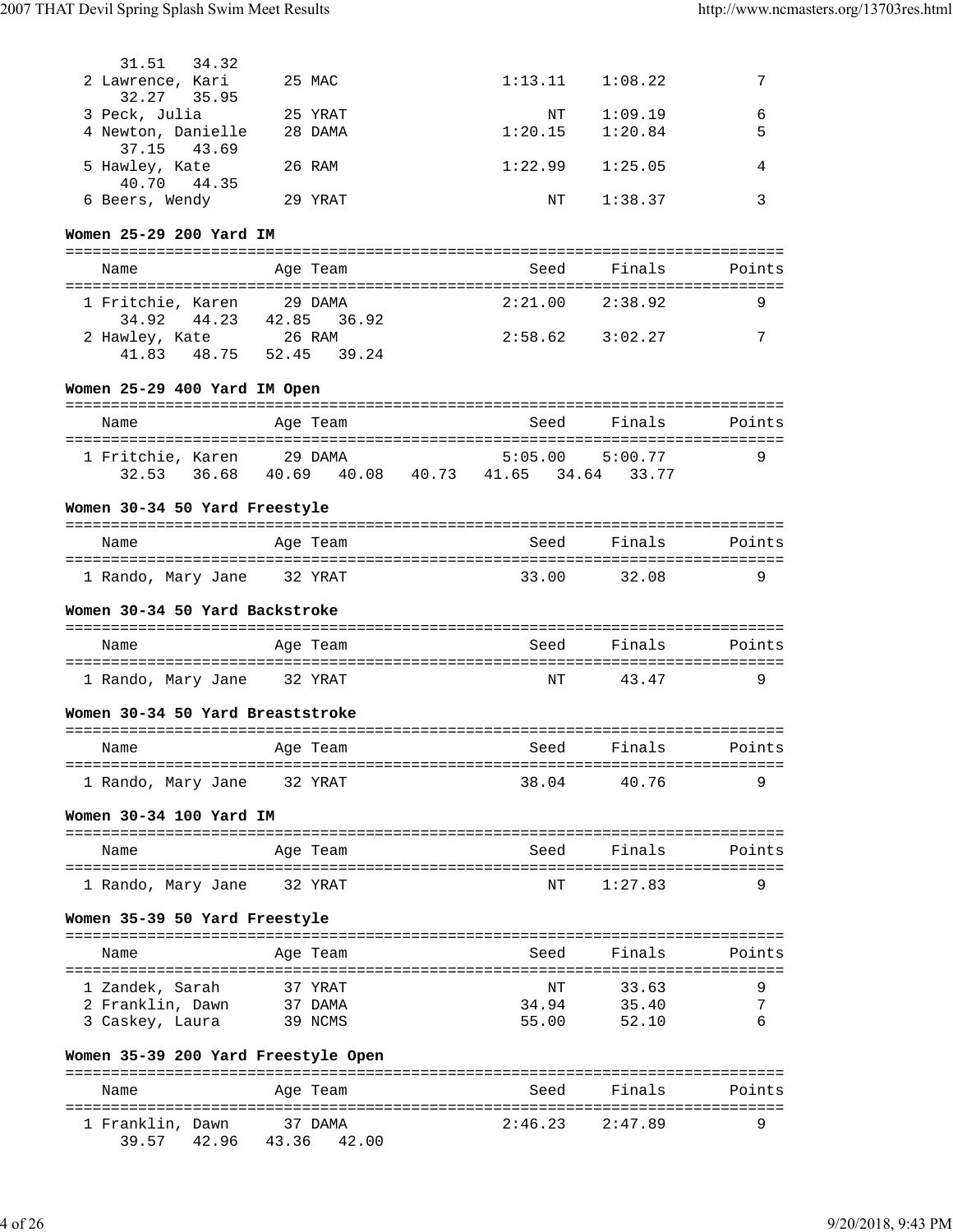| Name | Age | Team | Seed | Finals | Points |
|---|---|---|---|---|---|
| 31.51 34.32 | | | | | |
| 2 Lawrence, Kari | 25 | MAC | 1:13.11 | 1:08.22 | 7 |
| 32.27 35.95 | | | | | |
| 3 Peck, Julia | 25 | YRAT | NT | 1:09.19 | 6 |
| 4 Newton, Danielle | 28 | DAMA | 1:20.15 | 1:20.84 | 5 |
| 37.15 43.69 | | | | | |
| 5 Hawley, Kate | 26 | RAM | 1:22.99 | 1:25.05 | 4 |
| 40.70 44.35 | | | | | |
| 6 Beers, Wendy | 29 | YRAT | NT | 1:38.37 | 3 |

**Women 25-29 200 Yard IM**

| Name | Age | Team | Seed | Finals | Points |
|---|---|---|---|---|---|
| 1 Fritchie, Karen | 29 | DAMA | 2:21.00 | 2:38.92 | 9 |
| 34.92 44.23 42.85 36.92 | | | | | |
| 2 Hawley, Kate | 26 | RAM | 2:58.62 | 3:02.27 | 7 |
| 41.83 48.75 52.45 39.24 | | | | | |

**Women 25-29 400 Yard IM Open**

| Name | Age | Team | Seed | Finals | Points |
|---|---|---|---|---|---|
| 1 Fritchie, Karen | 29 | DAMA | 5:05.00 | 5:00.77 | 9 |
| 32.53 36.68 40.69 40.08 40.73 41.65 34.64 33.77 | | | | | |

**Women 30-34 50 Yard Freestyle**

| Name | Age | Team | Seed | Finals | Points |
|---|---|---|---|---|---|
| 1 Rando, Mary Jane | 32 | YRAT | 33.00 | 32.08 | 9 |

**Women 30-34 50 Yard Backstroke**

| Name | Age | Team | Seed | Finals | Points |
|---|---|---|---|---|---|
| 1 Rando, Mary Jane | 32 | YRAT | NT | 43.47 | 9 |

**Women 30-34 50 Yard Breaststroke**

| Name | Age | Team | Seed | Finals | Points |
|---|---|---|---|---|---|
| 1 Rando, Mary Jane | 32 | YRAT | 38.04 | 40.76 | 9 |

**Women 30-34 100 Yard IM**

| Name | Age | Team | Seed | Finals | Points |
|---|---|---|---|---|---|
| 1 Rando, Mary Jane | 32 | YRAT | NT | 1:27.83 | 9 |

**Women 35-39 50 Yard Freestyle**

| Name | Age | Team | Seed | Finals | Points |
|---|---|---|---|---|---|
| 1 Zandek, Sarah | 37 | YRAT | NT | 33.63 | 9 |
| 2 Franklin, Dawn | 37 | DAMA | 34.94 | 35.40 | 7 |
| 3 Caskey, Laura | 39 | NCMS | 55.00 | 52.10 | 6 |

**Women 35-39 200 Yard Freestyle Open**

| Name | Age | Team | Seed | Finals | Points |
|---|---|---|---|---|---|
| 1 Franklin, Dawn | 37 | DAMA | 2:46.23 | 2:47.89 | 9 |
| 39.57 42.96 43.36 42.00 | | | | | |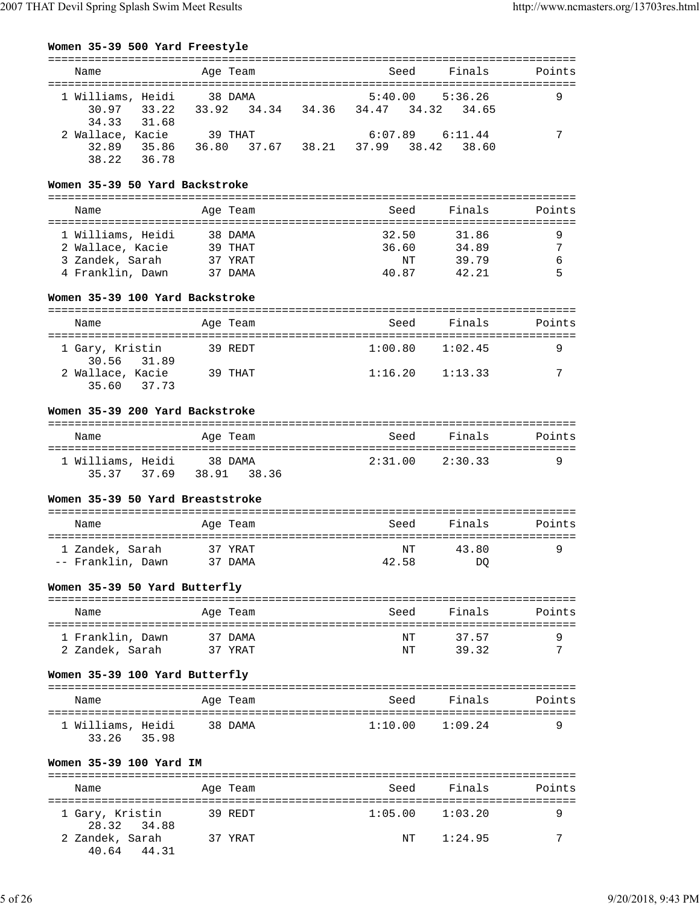### Women 35-39 500 Yard Freestyle

| Place | Name | Age | Team | Seed | Finals | Points |
|---|---|---|---|---|---|---|
| 1 | Williams, Heidi | 38 | DAMA | 5:40.00 | 5:36.26 | 9 |
| | 30.97 33.22 33.92 34.34 34.36 34.47 34.32 34.65 34.33 31.68 | | | | | |
| 2 | Wallace, Kacie | 39 | THAT | 6:07.89 | 6:11.44 | 7 |
| | 32.89 35.86 36.80 37.67 38.21 37.99 38.42 38.60 38.22 36.78 | | | | | |

### Women 35-39 50 Yard Backstroke

| Place | Name | Age | Team | Seed | Finals | Points |
|---|---|---|---|---|---|---|
| 1 | Williams, Heidi | 38 | DAMA | 32.50 | 31.86 | 9 |
| 2 | Wallace, Kacie | 39 | THAT | 36.60 | 34.89 | 7 |
| 3 | Zandek, Sarah | 37 | YRAT | NT | 39.79 | 6 |
| 4 | Franklin, Dawn | 37 | DAMA | 40.87 | 42.21 | 5 |

### Women 35-39 100 Yard Backstroke

| Place | Name | Age | Team | Seed | Finals | Points |
|---|---|---|---|---|---|---|
| 1 | Gary, Kristin | 39 | REDT | 1:00.80 | 1:02.45 | 9 |
| | 30.56 31.89 | | | | | |
| 2 | Wallace, Kacie | 39 | THAT | 1:16.20 | 1:13.33 | 7 |
| | 35.60 37.73 | | | | | |

### Women 35-39 200 Yard Backstroke

| Place | Name | Age | Team | Seed | Finals | Points |
|---|---|---|---|---|---|---|
| 1 | Williams, Heidi | 38 | DAMA | 2:31.00 | 2:30.33 | 9 |
| | 35.37 37.69 38.91 38.36 | | | | | |

### Women 35-39 50 Yard Breaststroke

| Place | Name | Age | Team | Seed | Finals | Points |
|---|---|---|---|---|---|---|
| 1 | Zandek, Sarah | 37 | YRAT | NT | 43.80 | 9 |
| -- | Franklin, Dawn | 37 | DAMA | 42.58 | DQ | |

### Women 35-39 50 Yard Butterfly

| Place | Name | Age | Team | Seed | Finals | Points |
|---|---|---|---|---|---|---|
| 1 | Franklin, Dawn | 37 | DAMA | NT | 37.57 | 9 |
| 2 | Zandek, Sarah | 37 | YRAT | NT | 39.32 | 7 |

### Women 35-39 100 Yard Butterfly

| Place | Name | Age | Team | Seed | Finals | Points |
|---|---|---|---|---|---|---|
| 1 | Williams, Heidi | 38 | DAMA | 1:10.00 | 1:09.24 | 9 |
| | 33.26 35.98 | | | | | |

### Women 35-39 100 Yard IM

| Place | Name | Age | Team | Seed | Finals | Points |
|---|---|---|---|---|---|---|
| 1 | Gary, Kristin | 39 | REDT | 1:05.00 | 1:03.20 | 9 |
| | 28.32 34.88 | | | | | |
| 2 | Zandek, Sarah | 37 | YRAT | NT | 1:24.95 | 7 |
| | 40.64 44.31 | | | | | |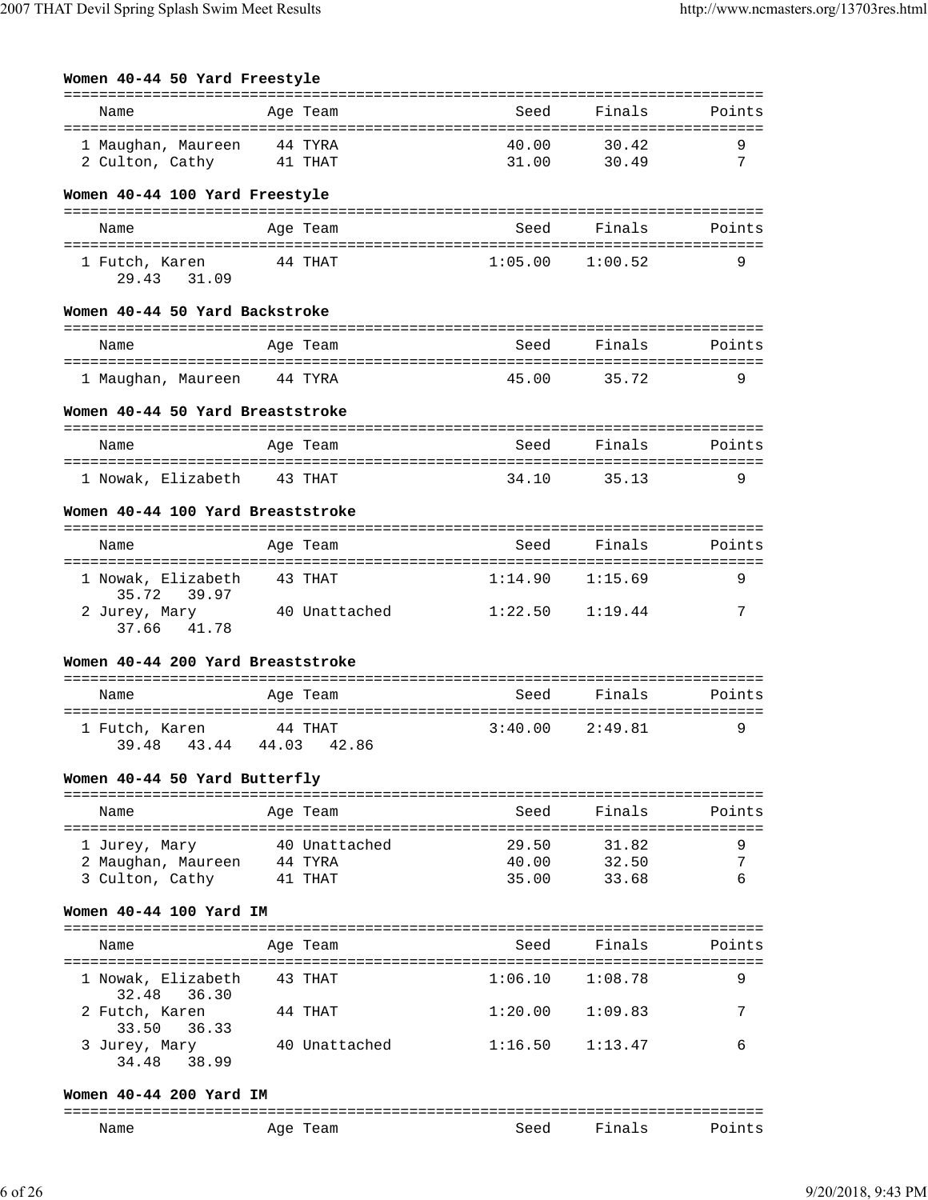**Women 40-44 50 Yard Freestyle**

| | Name | Age | Team | Seed | Finals | Points |
|---|---|---|---|---|---|---|
| 1 | Maughan, Maureen | 44 | TYRA | 40.00 | 30.42 | 9 |
| 2 | Culton, Cathy | 41 | THAT | 31.00 | 30.49 | 7 |

**Women 40-44 100 Yard Freestyle**

| | Name | Age | Team | Seed | Finals | Points |
|---|---|---|---|---|---|---|
| 1 | Futch, Karen | 44 | THAT | 1:05.00 | 1:00.52 | 9 |
| | 29.43 31.09 | | | | | |

**Women 40-44 50 Yard Backstroke**

| | Name | Age | Team | Seed | Finals | Points |
|---|---|---|---|---|---|---|
| 1 | Maughan, Maureen | 44 | TYRA | 45.00 | 35.72 | 9 |

**Women 40-44 50 Yard Breaststroke**

| | Name | Age | Team | Seed | Finals | Points |
|---|---|---|---|---|---|---|
| 1 | Nowak, Elizabeth | 43 | THAT | 34.10 | 35.13 | 9 |

**Women 40-44 100 Yard Breaststroke**

| | Name | Age | Team | Seed | Finals | Points |
|---|---|---|---|---|---|---|
| 1 | Nowak, Elizabeth | 43 | THAT | 1:14.90 | 1:15.69 | 9 |
| | 35.72 39.97 | | | | | |
| 2 | Jurey, Mary | 40 | Unattached | 1:22.50 | 1:19.44 | 7 |
| | 37.66 41.78 | | | | | |

**Women 40-44 200 Yard Breaststroke**

| | Name | Age | Team | Seed | Finals | Points |
|---|---|---|---|---|---|---|
| 1 | Futch, Karen | 44 | THAT | 3:40.00 | 2:49.81 | 9 |
| | 39.48 43.44 44.03 42.86 | | | | | |

**Women 40-44 50 Yard Butterfly**

| | Name | Age | Team | Seed | Finals | Points |
|---|---|---|---|---|---|---|
| 1 | Jurey, Mary | 40 | Unattached | 29.50 | 31.82 | 9 |
| 2 | Maughan, Maureen | 44 | TYRA | 40.00 | 32.50 | 7 |
| 3 | Culton, Cathy | 41 | THAT | 35.00 | 33.68 | 6 |

**Women 40-44 100 Yard IM**

| | Name | Age | Team | Seed | Finals | Points |
|---|---|---|---|---|---|---|
| 1 | Nowak, Elizabeth | 43 | THAT | 1:06.10 | 1:08.78 | 9 |
| | 32.48 36.30 | | | | | |
| 2 | Futch, Karen | 44 | THAT | 1:20.00 | 1:09.83 | 7 |
| | 33.50 36.33 | | | | | |
| 3 | Jurey, Mary | 40 | Unattached | 1:16.50 | 1:13.47 | 6 |
| | 34.48 38.99 | | | | | |

**Women 40-44 200 Yard IM**

| | Name | Age | Team | Seed | Finals | Points |
|---|---|---|---|---|---|---|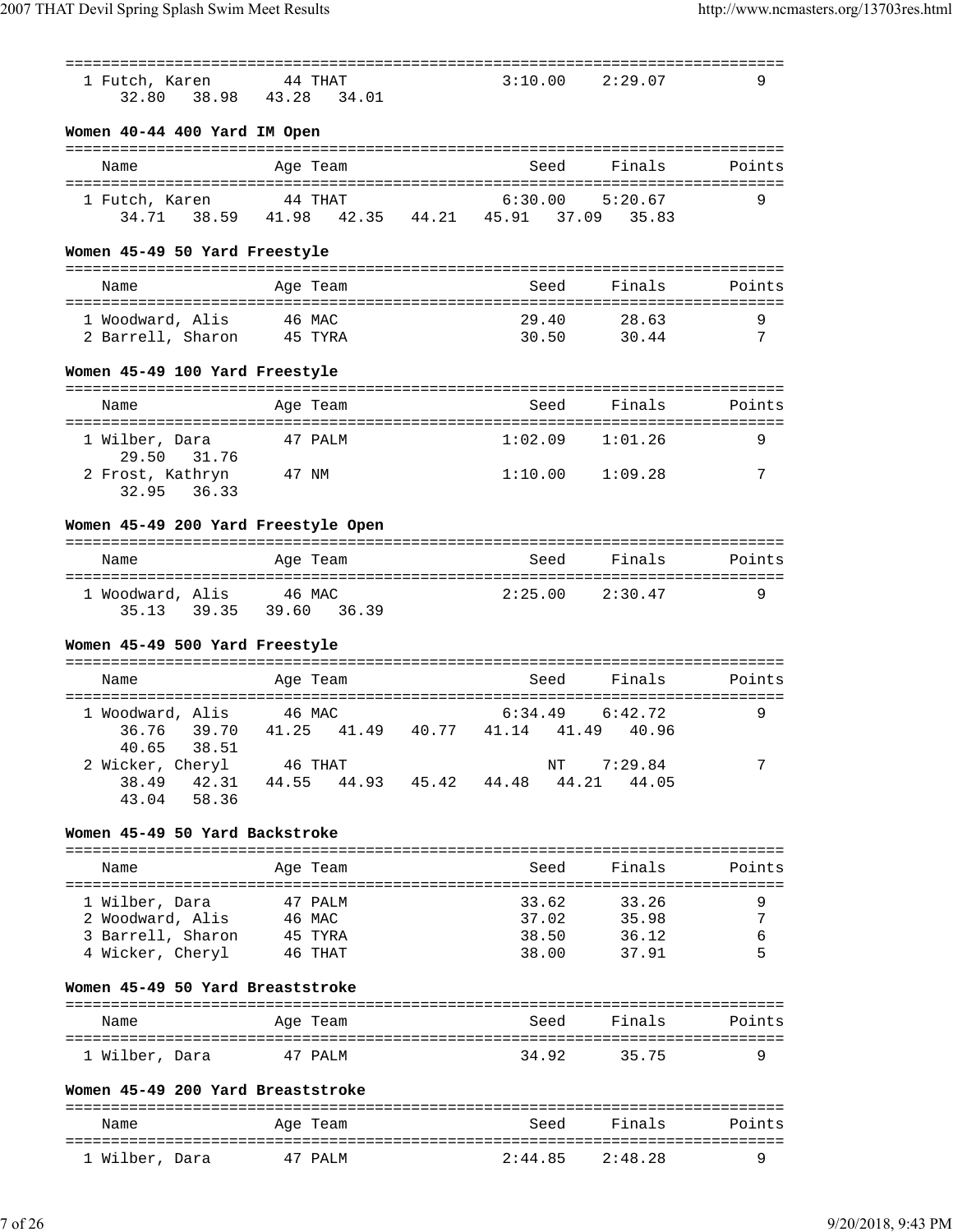| Name | Age | Team | Seed | Finals | Points |
|---|---|---|---|---|---|
| 1 Futch, Karen | 44 | THAT | 3:10.00 | 2:29.07 | 9 |
| 32.80 38.98 43.28 34.01 | | | | | |

**Women 40-44 400 Yard IM Open**

| Name | Age | Team | Seed | Finals | Points |
|---|---|---|---|---|---|
| 1 Futch, Karen | 44 | THAT | 6:30.00 | 5:20.67 | 9 |
| 34.71 38.59 41.98 42.35 44.21 45.91 37.09 35.83 | | | | | |

**Women 45-49 50 Yard Freestyle**

| Name | Age | Team | Seed | Finals | Points |
|---|---|---|---|---|---|
| 1 Woodward, Alis | 46 | MAC | 29.40 | 28.63 | 9 |
| 2 Barrell, Sharon | 45 | TYRA | 30.50 | 30.44 | 7 |

**Women 45-49 100 Yard Freestyle**

| Name | Age | Team | Seed | Finals | Points |
|---|---|---|---|---|---|
| 1 Wilber, Dara | 47 | PALM | 1:02.09 | 1:01.26 | 9 |
| 29.50 31.76 | | | | | |
| 2 Frost, Kathryn | 47 | NM | 1:10.00 | 1:09.28 | 7 |
| 32.95 36.33 | | | | | |

**Women 45-49 200 Yard Freestyle Open**

| Name | Age | Team | Seed | Finals | Points |
|---|---|---|---|---|---|
| 1 Woodward, Alis | 46 | MAC | 2:25.00 | 2:30.47 | 9 |
| 35.13 39.35 39.60 36.39 | | | | | |

**Women 45-49 500 Yard Freestyle**

| Name | Age | Team | Seed | Finals | Points |
|---|---|---|---|---|---|
| 1 Woodward, Alis | 46 | MAC | 6:34.49 | 6:42.72 | 9 |
| 36.76 39.70 41.25 41.49 40.77 41.14 41.49 40.96 | | | | | |
| 40.65 38.51 | | | | | |
| 2 Wicker, Cheryl | 46 | THAT | NT | 7:29.84 | 7 |
| 38.49 42.31 44.55 44.93 45.42 44.48 44.21 44.05 | | | | | |
| 43.04 58.36 | | | | | |

**Women 45-49 50 Yard Backstroke**

| Name | Age | Team | Seed | Finals | Points |
|---|---|---|---|---|---|
| 1 Wilber, Dara | 47 | PALM | 33.62 | 33.26 | 9 |
| 2 Woodward, Alis | 46 | MAC | 37.02 | 35.98 | 7 |
| 3 Barrell, Sharon | 45 | TYRA | 38.50 | 36.12 | 6 |
| 4 Wicker, Cheryl | 46 | THAT | 38.00 | 37.91 | 5 |

**Women 45-49 50 Yard Breaststroke**

| Name | Age | Team | Seed | Finals | Points |
|---|---|---|---|---|---|
| 1 Wilber, Dara | 47 | PALM | 34.92 | 35.75 | 9 |

**Women 45-49 200 Yard Breaststroke**

| Name | Age | Team | Seed | Finals | Points |
|---|---|---|---|---|---|
| 1 Wilber, Dara | 47 | PALM | 2:44.85 | 2:48.28 | 9 |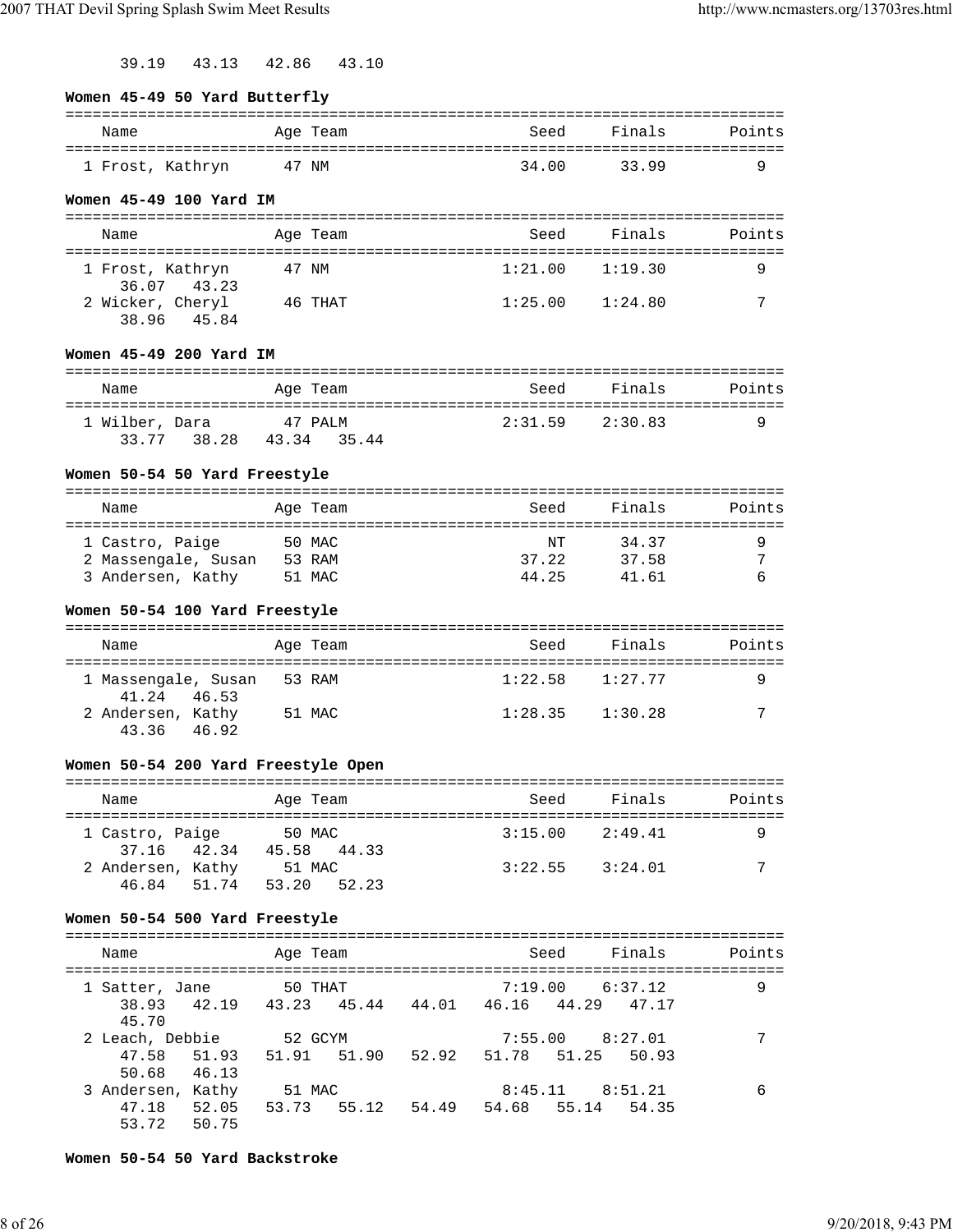39.19   43.13   42.86   43.10

**Women 45-49 50 Yard Butterfly**

| Name | Age | Team | Seed | Finals | Points |
|---|---|---|---|---|---|
| 1 Frost, Kathryn | 47 | NM | 34.00 | 33.99 | 9 |

**Women 45-49 100 Yard IM**

| Name | Age | Team | Seed | Finals | Points |
|---|---|---|---|---|---|
| 1 Frost, Kathryn | 47 | NM | 1:21.00 | 1:19.30 | 9 |
| 36.07   43.23 | | | | | |
| 2 Wicker, Cheryl | 46 | THAT | 1:25.00 | 1:24.80 | 7 |
| 38.96   45.84 | | | | | |

**Women 45-49 200 Yard IM**

| Name | Age | Team | Seed | Finals | Points |
|---|---|---|---|---|---|
| 1 Wilber, Dara | 47 | PALM | 2:31.59 | 2:30.83 | 9 |
| 33.77   38.28   43.34   35.44 | | | | | |

**Women 50-54 50 Yard Freestyle**

| Name | Age | Team | Seed | Finals | Points |
|---|---|---|---|---|---|
| 1 Castro, Paige | 50 | MAC | NT | 34.37 | 9 |
| 2 Massengale, Susan | 53 | RAM | 37.22 | 37.58 | 7 |
| 3 Andersen, Kathy | 51 | MAC | 44.25 | 41.61 | 6 |

**Women 50-54 100 Yard Freestyle**

| Name | Age | Team | Seed | Finals | Points |
|---|---|---|---|---|---|
| 1 Massengale, Susan | 53 | RAM | 1:22.58 | 1:27.77 | 9 |
| 41.24   46.53 | | | | | |
| 2 Andersen, Kathy | 51 | MAC | 1:28.35 | 1:30.28 | 7 |
| 43.36   46.92 | | | | | |

**Women 50-54 200 Yard Freestyle Open**

| Name | Age | Team | Seed | Finals | Points |
|---|---|---|---|---|---|
| 1 Castro, Paige | 50 | MAC | 3:15.00 | 2:49.41 | 9 |
| 37.16   42.34   45.58   44.33 | | | | | |
| 2 Andersen, Kathy | 51 | MAC | 3:22.55 | 3:24.01 | 7 |
| 46.84   51.74   53.20   52.23 | | | | | |

**Women 50-54 500 Yard Freestyle**

| Name | Age | Team | Seed | Finals | Points |
|---|---|---|---|---|---|
| 1 Satter, Jane | 50 | THAT | 7:19.00 | 6:37.12 | 9 |
| 38.93   42.19   43.23   45.44   44.01   46.16   44.29   47.17   45.70 | | | | | |
| 2 Leach, Debbie | 52 | GCYM | 7:55.00 | 8:27.01 | 7 |
| 47.58   51.93   51.91   51.90   52.92   51.78   51.25   50.93   50.68   46.13 | | | | | |
| 3 Andersen, Kathy | 51 | MAC | 8:45.11 | 8:51.21 | 6 |
| 47.18   52.05   53.73   55.12   54.49   54.68   55.14   54.35   53.72   50.75 | | | | | |

**Women 50-54 50 Yard Backstroke**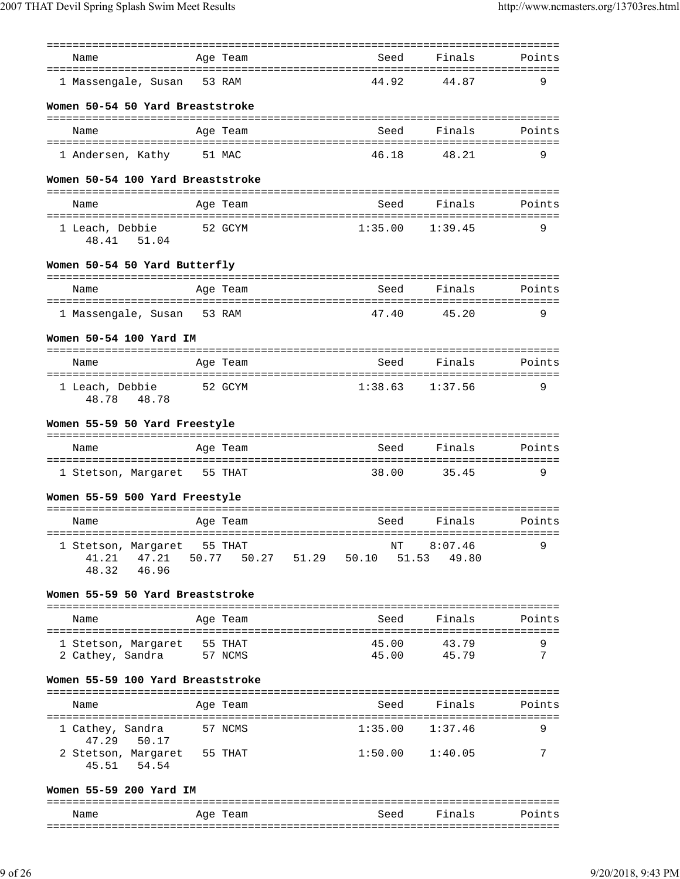| Name | Age | Team | Seed | Finals | Points |
|---|---|---|---|---|---|
| 1 Massengale, Susan | 53 | RAM | 44.92 | 44.87 | 9 |

**Women 50-54 50 Yard Breaststroke**

| Name | Age | Team | Seed | Finals | Points |
|---|---|---|---|---|---|
| 1 Andersen, Kathy | 51 | MAC | 46.18 | 48.21 | 9 |

**Women 50-54 100 Yard Breaststroke**

| Name | Age | Team | Seed | Finals | Points |
|---|---|---|---|---|---|
| 1 Leach, Debbie | 52 | GCYM | 1:35.00 | 1:39.45 | 9 |
| 48.41  51.04 | | | | | |

**Women 50-54 50 Yard Butterfly**

| Name | Age | Team | Seed | Finals | Points |
|---|---|---|---|---|---|
| 1 Massengale, Susan | 53 | RAM | 47.40 | 45.20 | 9 |

**Women 50-54 100 Yard IM**

| Name | Age | Team | Seed | Finals | Points |
|---|---|---|---|---|---|
| 1 Leach, Debbie | 52 | GCYM | 1:38.63 | 1:37.56 | 9 |
| 48.78  48.78 | | | | | |

**Women 55-59 50 Yard Freestyle**

| Name | Age | Team | Seed | Finals | Points |
|---|---|---|---|---|---|
| 1 Stetson, Margaret | 55 | THAT | 38.00 | 35.45 | 9 |

**Women 55-59 500 Yard Freestyle**

| Name | Age | Team | Seed | Finals | Points |
|---|---|---|---|---|---|
| 1 Stetson, Margaret | 55 | THAT | NT | 8:07.46 | 9 |
| 41.21  47.21  50.77  50.27  51.29  50.10  51.53  49.80 | | | | | |
| 48.32  46.96 | | | | | |

**Women 55-59 50 Yard Breaststroke**

| Name | Age | Team | Seed | Finals | Points |
|---|---|---|---|---|---|
| 1 Stetson, Margaret | 55 | THAT | 45.00 | 43.79 | 9 |
| 2 Cathey, Sandra | 57 | NCMS | 45.00 | 45.79 | 7 |

**Women 55-59 100 Yard Breaststroke**

| Name | Age | Team | Seed | Finals | Points |
|---|---|---|---|---|---|
| 1 Cathey, Sandra | 57 | NCMS | 1:35.00 | 1:37.46 | 9 |
| 47.29  50.17 | | | | | |
| 2 Stetson, Margaret | 55 | THAT | 1:50.00 | 1:40.05 | 7 |
| 45.51  54.54 | | | | | |

**Women 55-59 200 Yard IM**

| Name | Age | Team | Seed | Finals | Points |
|---|---|---|---|---|---|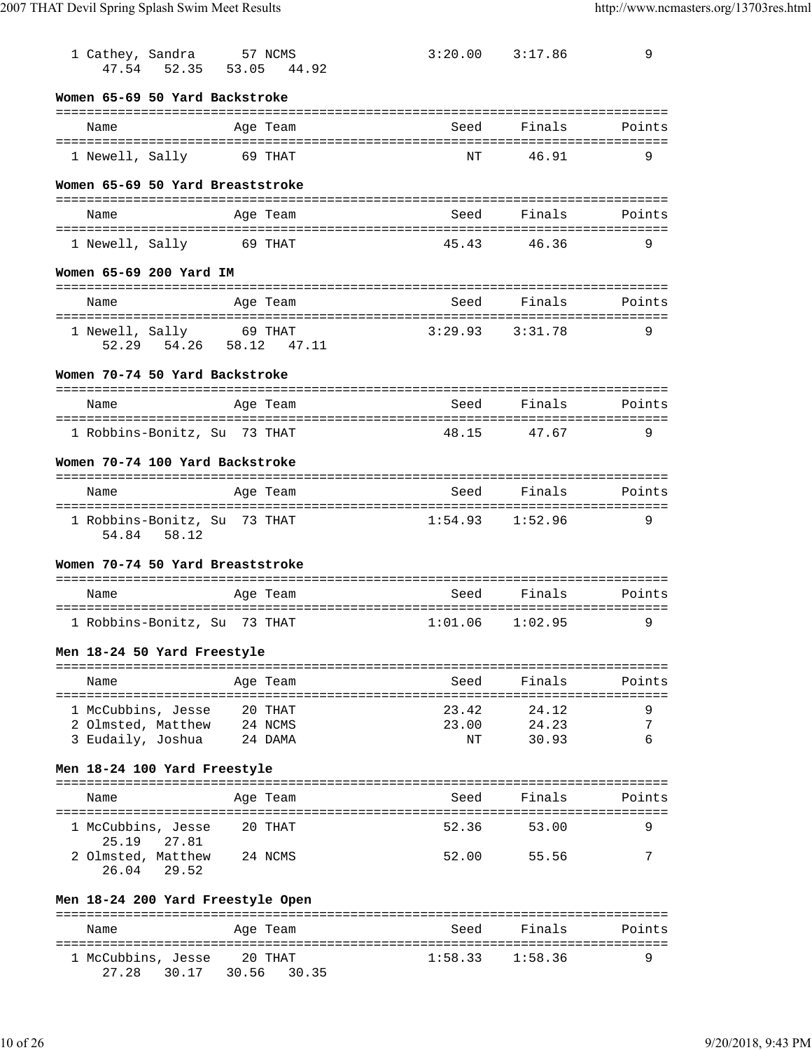| Name | Age | Team | Seed | Finals | Points |
|---|---|---|---|---|---|
| 1 Cathey, Sandra | 57 | NCMS | 3:20.00 | 3:17.86 | 9 |
| 47.54 52.35 53.05 44.92 | | | | | |

### Women 65-69 50 Yard Backstroke

| Name | Age | Team | Seed | Finals | Points |
|---|---|---|---|---|---|
| 1 Newell, Sally | 69 | THAT | NT | 46.91 | 9 |

### Women 65-69 50 Yard Breaststroke

| Name | Age | Team | Seed | Finals | Points |
|---|---|---|---|---|---|
| 1 Newell, Sally | 69 | THAT | 45.43 | 46.36 | 9 |

### Women 65-69 200 Yard IM

| Name | Age | Team | Seed | Finals | Points |
|---|---|---|---|---|---|
| 1 Newell, Sally | 69 | THAT | 3:29.93 | 3:31.78 | 9 |
| 52.29 54.26 58.12 47.11 | | | | | |

### Women 70-74 50 Yard Backstroke

| Name | Age | Team | Seed | Finals | Points |
|---|---|---|---|---|---|
| 1 Robbins-Bonitz, Su | 73 | THAT | 48.15 | 47.67 | 9 |

### Women 70-74 100 Yard Backstroke

| Name | Age | Team | Seed | Finals | Points |
|---|---|---|---|---|---|
| 1 Robbins-Bonitz, Su | 73 | THAT | 1:54.93 | 1:52.96 | 9 |
| 54.84 58.12 | | | | | |

### Women 70-74 50 Yard Breaststroke

| Name | Age | Team | Seed | Finals | Points |
|---|---|---|---|---|---|
| 1 Robbins-Bonitz, Su | 73 | THAT | 1:01.06 | 1:02.95 | 9 |

### Men 18-24 50 Yard Freestyle

| Name | Age | Team | Seed | Finals | Points |
|---|---|---|---|---|---|
| 1 McCubbins, Jesse | 20 | THAT | 23.42 | 24.12 | 9 |
| 2 Olmsted, Matthew | 24 | NCMS | 23.00 | 24.23 | 7 |
| 3 Eudaily, Joshua | 24 | DAMA | NT | 30.93 | 6 |

### Men 18-24 100 Yard Freestyle

| Name | Age | Team | Seed | Finals | Points |
|---|---|---|---|---|---|
| 1 McCubbins, Jesse | 20 | THAT | 52.36 | 53.00 | 9 |
| 25.19 27.81 | | | | | |
| 2 Olmsted, Matthew | 24 | NCMS | 52.00 | 55.56 | 7 |
| 26.04 29.52 | | | | | |

### Men 18-24 200 Yard Freestyle Open

| Name | Age | Team | Seed | Finals | Points |
|---|---|---|---|---|---|
| 1 McCubbins, Jesse | 20 | THAT | 1:58.33 | 1:58.36 | 9 |
| 27.28 30.17 30.56 30.35 | | | | | |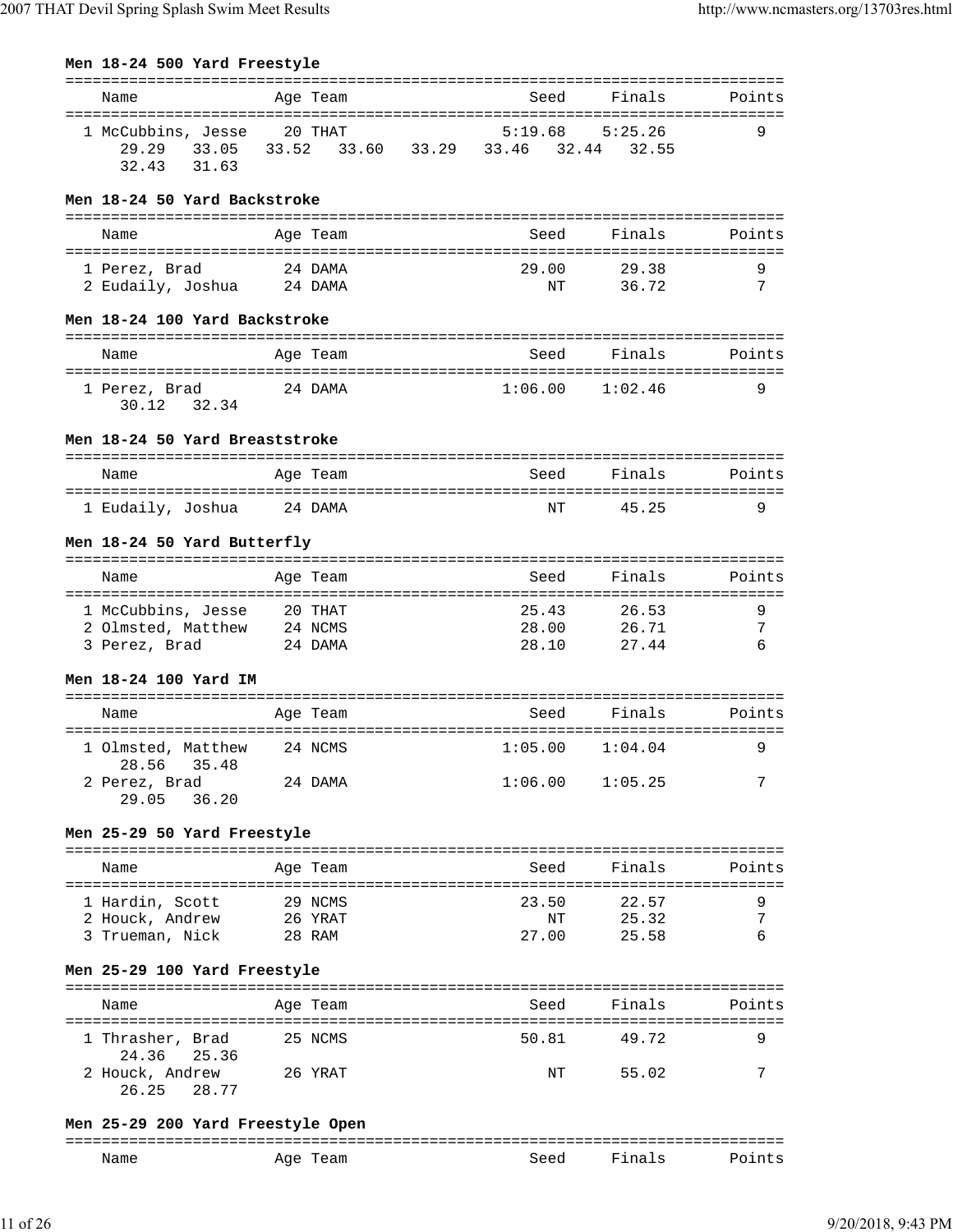### Men 18-24 500 Yard Freestyle

| Name | Age | Team | Seed | Finals | Points |
|---|---|---|---|---|---|
| 1 McCubbins, Jesse | 20 | THAT | 5:19.68 | 5:25.26 | 9 |
| 29.29 33.05 33.52 33.60 33.29 33.46 32.44 32.55 32.43 31.63 | | | | | |

### Men 18-24 50 Yard Backstroke

| Name | Age | Team | Seed | Finals | Points |
|---|---|---|---|---|---|
| 1 Perez, Brad | 24 | DAMA | 29.00 | 29.38 | 9 |
| 2 Eudaily, Joshua | 24 | DAMA | NT | 36.72 | 7 |

### Men 18-24 100 Yard Backstroke

| Name | Age | Team | Seed | Finals | Points |
|---|---|---|---|---|---|
| 1 Perez, Brad | 24 | DAMA | 1:06.00 | 1:02.46 | 9 |
| 30.12 32.34 | | | | | |

### Men 18-24 50 Yard Breaststroke

| Name | Age | Team | Seed | Finals | Points |
|---|---|---|---|---|---|
| 1 Eudaily, Joshua | 24 | DAMA | NT | 45.25 | 9 |

### Men 18-24 50 Yard Butterfly

| Name | Age | Team | Seed | Finals | Points |
|---|---|---|---|---|---|
| 1 McCubbins, Jesse | 20 | THAT | 25.43 | 26.53 | 9 |
| 2 Olmsted, Matthew | 24 | NCMS | 28.00 | 26.71 | 7 |
| 3 Perez, Brad | 24 | DAMA | 28.10 | 27.44 | 6 |

### Men 18-24 100 Yard IM

| Name | Age | Team | Seed | Finals | Points |
|---|---|---|---|---|---|
| 1 Olmsted, Matthew | 24 | NCMS | 1:05.00 | 1:04.04 | 9 |
| 28.56 35.48 | | | | | |
| 2 Perez, Brad | 24 | DAMA | 1:06.00 | 1:05.25 | 7 |
| 29.05 36.20 | | | | | |

### Men 25-29 50 Yard Freestyle

| Name | Age | Team | Seed | Finals | Points |
|---|---|---|---|---|---|
| 1 Hardin, Scott | 29 | NCMS | 23.50 | 22.57 | 9 |
| 2 Houck, Andrew | 26 | YRAT | NT | 25.32 | 7 |
| 3 Trueman, Nick | 28 | RAM | 27.00 | 25.58 | 6 |

### Men 25-29 100 Yard Freestyle

| Name | Age | Team | Seed | Finals | Points |
|---|---|---|---|---|---|
| 1 Thrasher, Brad | 25 | NCMS | 50.81 | 49.72 | 9 |
| 24.36 25.36 | | | | | |
| 2 Houck, Andrew | 26 | YRAT | NT | 55.02 | 7 |
| 26.25 28.77 | | | | | |

### Men 25-29 200 Yard Freestyle Open

| Name | Age | Team | Seed | Finals | Points |
|---|---|---|---|---|---|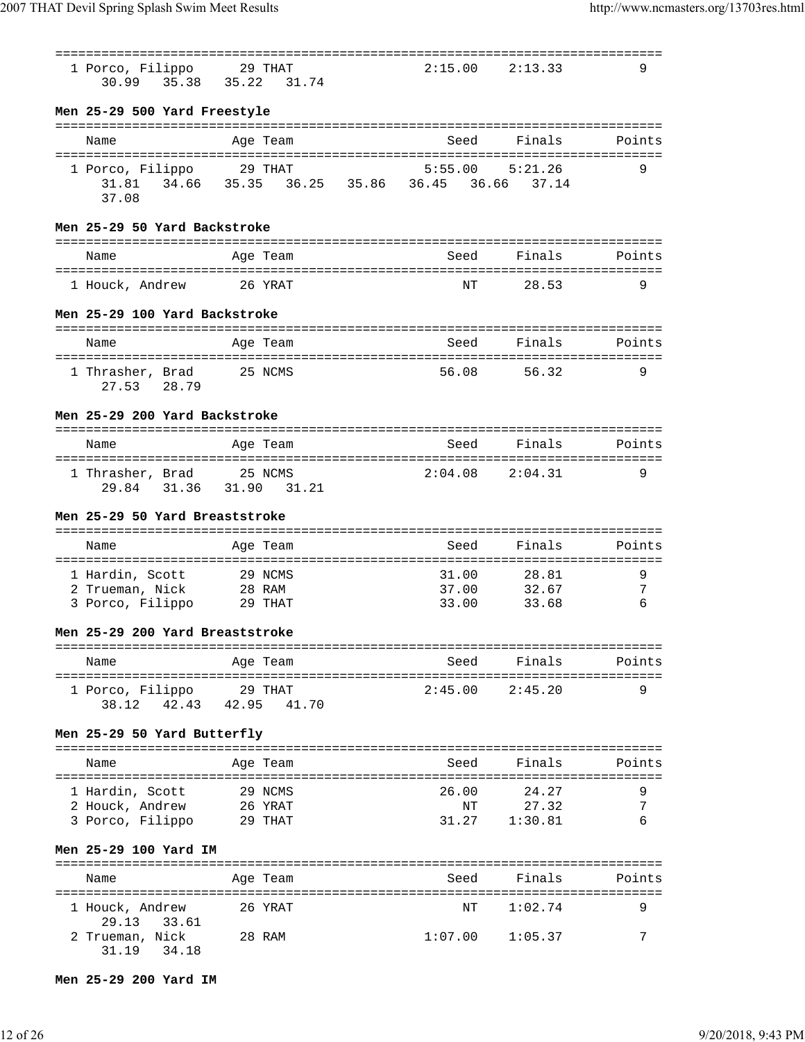| Name | Age | Team | Seed | Finals | Points |
|---|---|---|---|---|---|
| 1 Porco, Filippo | 29 | THAT | 2:15.00 | 2:13.33 | 9 |
| 30.99 35.38 35.22 31.74 | | | | | |

**Men 25-29 500 Yard Freestyle**

| Name | Age | Team | Seed | Finals | Points |
|---|---|---|---|---|---|
| 1 Porco, Filippo | 29 | THAT | 5:55.00 | 5:21.26 | 9 |
| 31.81 34.66 35.35 36.25 35.86 36.45 36.66 37.14 37.08 | | | | | |

**Men 25-29 50 Yard Backstroke**

| Name | Age | Team | Seed | Finals | Points |
|---|---|---|---|---|---|
| 1 Houck, Andrew | 26 | YRAT | NT | 28.53 | 9 |

**Men 25-29 100 Yard Backstroke**

| Name | Age | Team | Seed | Finals | Points |
|---|---|---|---|---|---|
| 1 Thrasher, Brad | 25 | NCMS | 56.08 | 56.32 | 9 |
| 27.53 28.79 | | | | | |

**Men 25-29 200 Yard Backstroke**

| Name | Age | Team | Seed | Finals | Points |
|---|---|---|---|---|---|
| 1 Thrasher, Brad | 25 | NCMS | 2:04.08 | 2:04.31 | 9 |
| 29.84 31.36 31.90 31.21 | | | | | |

**Men 25-29 50 Yard Breaststroke**

| Name | Age | Team | Seed | Finals | Points |
|---|---|---|---|---|---|
| 1 Hardin, Scott | 29 | NCMS | 31.00 | 28.81 | 9 |
| 2 Trueman, Nick | 28 | RAM | 37.00 | 32.67 | 7 |
| 3 Porco, Filippo | 29 | THAT | 33.00 | 33.68 | 6 |

**Men 25-29 200 Yard Breaststroke**

| Name | Age | Team | Seed | Finals | Points |
|---|---|---|---|---|---|
| 1 Porco, Filippo | 29 | THAT | 2:45.00 | 2:45.20 | 9 |
| 38.12 42.43 42.95 41.70 | | | | | |

**Men 25-29 50 Yard Butterfly**

| Name | Age | Team | Seed | Finals | Points |
|---|---|---|---|---|---|
| 1 Hardin, Scott | 29 | NCMS | 26.00 | 24.27 | 9 |
| 2 Houck, Andrew | 26 | YRAT | NT | 27.32 | 7 |
| 3 Porco, Filippo | 29 | THAT | 31.27 | 1:30.81 | 6 |

**Men 25-29 100 Yard IM**

| Name | Age | Team | Seed | Finals | Points |
|---|---|---|---|---|---|
| 1 Houck, Andrew | 26 | YRAT | NT | 1:02.74 | 9 |
| 29.13 33.61 | | | | | |
| 2 Trueman, Nick | 28 | RAM | 1:07.00 | 1:05.37 | 7 |
| 31.19 34.18 | | | | | |

**Men 25-29 200 Yard IM**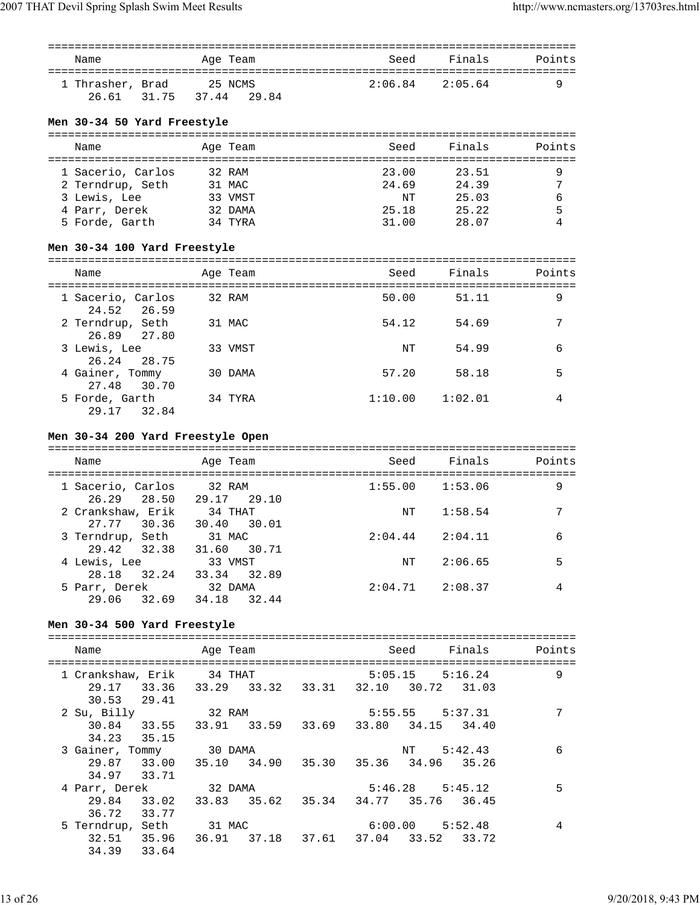| Name | Age | Team | Seed | Finals | Points |
|---|---|---|---|---|---|
| 1 Thrasher, Brad | 25 | NCMS | 2:06.84 | 2:05.64 | 9 |
| 26.61 31.75 37.44 29.84 | | | | | |

### Men 30-34 50 Yard Freestyle

| Name | Age | Team | Seed | Finals | Points |
|---|---|---|---|---|---|
| 1 Sacerio, Carlos | 32 | RAM | 23.00 | 23.51 | 9 |
| 2 Terndrup, Seth | 31 | MAC | 24.69 | 24.39 | 7 |
| 3 Lewis, Lee | 33 | VMST | NT | 25.03 | 6 |
| 4 Parr, Derek | 32 | DAMA | 25.18 | 25.22 | 5 |
| 5 Forde, Garth | 34 | TYRA | 31.00 | 28.07 | 4 |

### Men 30-34 100 Yard Freestyle

| Name | Age | Team | Seed | Finals | Points |
|---|---|---|---|---|---|
| 1 Sacerio, Carlos | 32 | RAM | 50.00 | 51.11 | 9 |
| 24.52 26.59 | | | | | |
| 2 Terndrup, Seth | 31 | MAC | 54.12 | 54.69 | 7 |
| 26.89 27.80 | | | | | |
| 3 Lewis, Lee | 33 | VMST | NT | 54.99 | 6 |
| 26.24 28.75 | | | | | |
| 4 Gainer, Tommy | 30 | DAMA | 57.20 | 58.18 | 5 |
| 27.48 30.70 | | | | | |
| 5 Forde, Garth | 34 | TYRA | 1:10.00 | 1:02.01 | 4 |
| 29.17 32.84 | | | | | |

### Men 30-34 200 Yard Freestyle Open

| Name | Age | Team | Seed | Finals | Points |
|---|---|---|---|---|---|
| 1 Sacerio, Carlos | 32 | RAM | 1:55.00 | 1:53.06 | 9 |
| 26.29 28.50 29.17 29.10 | | | | | |
| 2 Crankshaw, Erik | 34 | THAT | NT | 1:58.54 | 7 |
| 27.77 30.36 30.40 30.01 | | | | | |
| 3 Terndrup, Seth | 31 | MAC | 2:04.44 | 2:04.11 | 6 |
| 29.42 32.38 31.60 30.71 | | | | | |
| 4 Lewis, Lee | 33 | VMST | NT | 2:06.65 | 5 |
| 28.18 32.24 33.34 32.89 | | | | | |
| 5 Parr, Derek | 32 | DAMA | 2:04.71 | 2:08.37 | 4 |
| 29.06 32.69 34.18 32.44 | | | | | |

### Men 30-34 500 Yard Freestyle

| Name | Age | Team | Seed | Finals | Points |
|---|---|---|---|---|---|
| 1 Crankshaw, Erik | 34 | THAT | 5:05.15 | 5:16.24 | 9 |
| 29.17 33.36 33.29 33.32 33.31 32.10 30.72 31.03 30.53 29.41 | | | | | |
| 2 Su, Billy | 32 | RAM | 5:55.55 | 5:37.31 | 7 |
| 30.84 33.55 33.91 33.59 33.69 33.80 34.15 34.40 34.23 35.15 | | | | | |
| 3 Gainer, Tommy | 30 | DAMA | NT | 5:42.43 | 6 |
| 29.87 33.00 35.10 34.90 35.30 35.36 34.96 35.26 34.97 33.71 | | | | | |
| 4 Parr, Derek | 32 | DAMA | 5:46.28 | 5:45.12 | 5 |
| 29.84 33.02 33.83 35.62 35.34 34.77 35.76 36.45 36.72 33.77 | | | | | |
| 5 Terndrup, Seth | 31 | MAC | 6:00.00 | 5:52.48 | 4 |
| 32.51 35.96 36.91 37.18 37.61 37.04 33.52 33.72 34.39 33.64 | | | | | |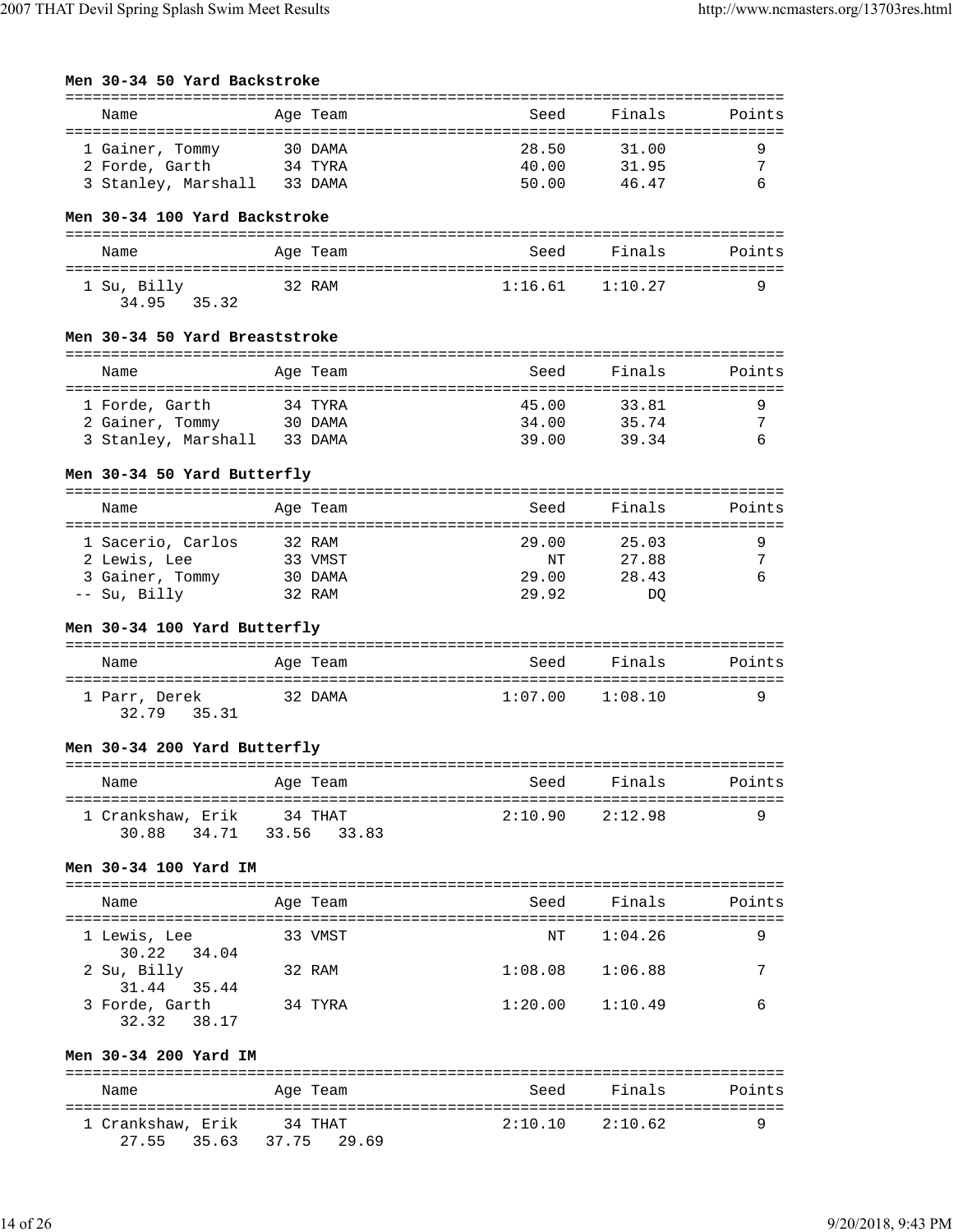**Men 30-34 50 Yard Backstroke**

| | Name | Age | Team | Seed | Finals | Points |
|---|---|---|---|---|---|---|
| 1 | Gainer, Tommy | 30 | DAMA | 28.50 | 31.00 | 9 |
| 2 | Forde, Garth | 34 | TYRA | 40.00 | 31.95 | 7 |
| 3 | Stanley, Marshall | 33 | DAMA | 50.00 | 46.47 | 6 |

**Men 30-34 100 Yard Backstroke**

| | Name | Age | Team | Seed | Finals | Points |
|---|---|---|---|---|---|---|
| 1 | Su, Billy | 32 | RAM | 1:16.61 | 1:10.27 | 9 |
| | 34.95 35.32 | | | | | |

**Men 30-34 50 Yard Breaststroke**

| | Name | Age | Team | Seed | Finals | Points |
|---|---|---|---|---|---|---|
| 1 | Forde, Garth | 34 | TYRA | 45.00 | 33.81 | 9 |
| 2 | Gainer, Tommy | 30 | DAMA | 34.00 | 35.74 | 7 |
| 3 | Stanley, Marshall | 33 | DAMA | 39.00 | 39.34 | 6 |

**Men 30-34 50 Yard Butterfly**

| | Name | Age | Team | Seed | Finals | Points |
|---|---|---|---|---|---|---|
| 1 | Sacerio, Carlos | 32 | RAM | 29.00 | 25.03 | 9 |
| 2 | Lewis, Lee | 33 | VMST | NT | 27.88 | 7 |
| 3 | Gainer, Tommy | 30 | DAMA | 29.00 | 28.43 | 6 |
| -- | Su, Billy | 32 | RAM | 29.92 | DQ | |

**Men 30-34 100 Yard Butterfly**

| | Name | Age | Team | Seed | Finals | Points |
|---|---|---|---|---|---|---|
| 1 | Parr, Derek | 32 | DAMA | 1:07.00 | 1:08.10 | 9 |
| | 32.79 35.31 | | | | | |

**Men 30-34 200 Yard Butterfly**

| | Name | Age | Team | Seed | Finals | Points |
|---|---|---|---|---|---|---|
| 1 | Crankshaw, Erik | 34 | THAT | 2:10.90 | 2:12.98 | 9 |
| | 30.88 34.71 33.56 33.83 | | | | | |

**Men 30-34 100 Yard IM**

| | Name | Age | Team | Seed | Finals | Points |
|---|---|---|---|---|---|---|
| 1 | Lewis, Lee | 33 | VMST | NT | 1:04.26 | 9 |
| | 30.22 34.04 | | | | | |
| 2 | Su, Billy | 32 | RAM | 1:08.08 | 1:06.88 | 7 |
| | 31.44 35.44 | | | | | |
| 3 | Forde, Garth | 34 | TYRA | 1:20.00 | 1:10.49 | 6 |
| | 32.32 38.17 | | | | | |

**Men 30-34 200 Yard IM**

| | Name | Age | Team | Seed | Finals | Points |
|---|---|---|---|---|---|---|
| 1 | Crankshaw, Erik | 34 | THAT | 2:10.10 | 2:10.62 | 9 |
| | 27.55 35.63 37.75 29.69 | | | | | |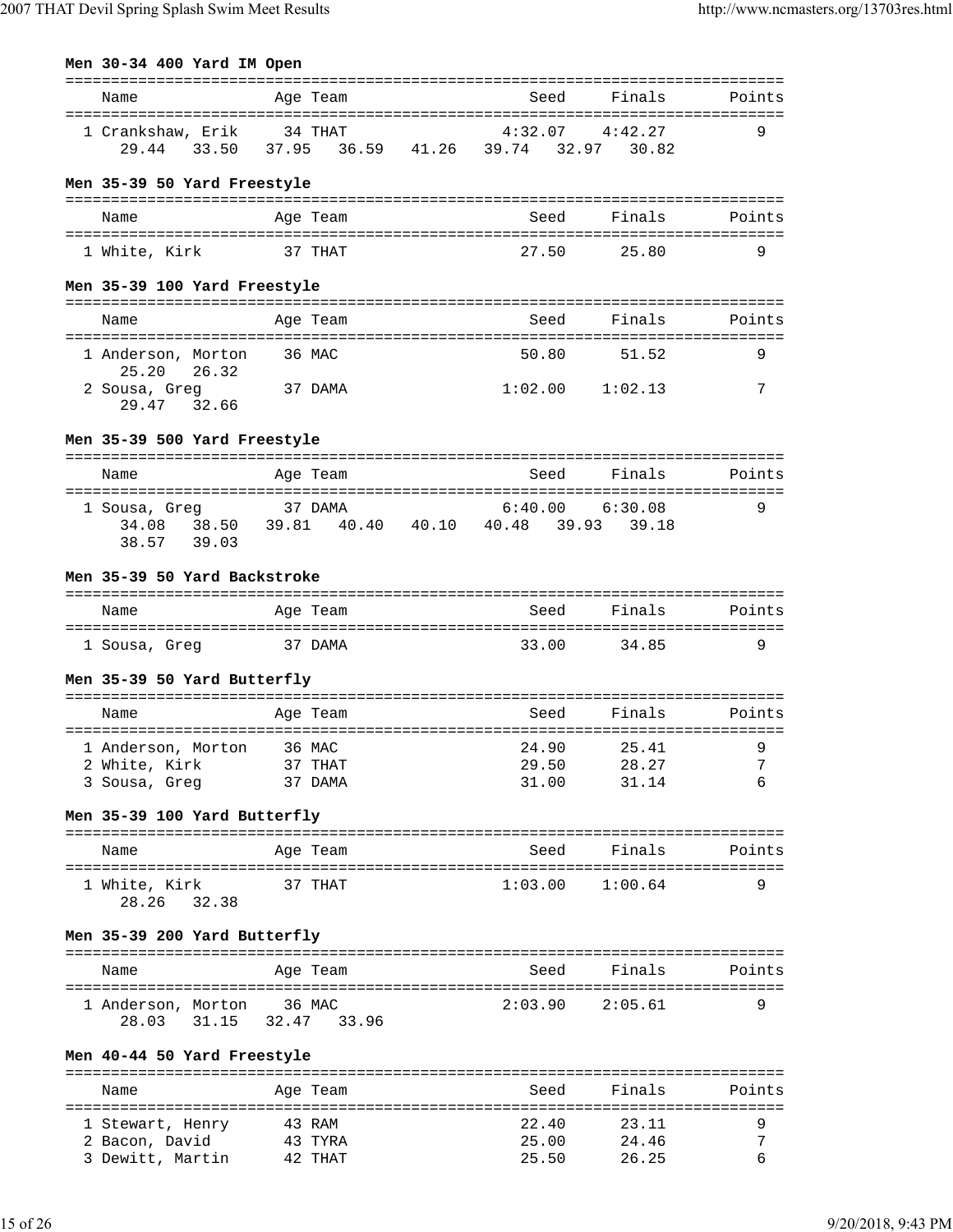**Men 30-34 400 Yard IM Open**

| Name | Age | Team | Seed | Finals | Points |
|---|---|---|---|---|---|
| 1 Crankshaw, Erik | 34 | THAT | 4:32.07 | 4:42.27 | 9 |
| 29.44 33.50 37.95 36.59 41.26 39.74 32.97 30.82 | | | | | |

**Men 35-39 50 Yard Freestyle**

| Name | Age | Team | Seed | Finals | Points |
|---|---|---|---|---|---|
| 1 White, Kirk | 37 | THAT | 27.50 | 25.80 | 9 |

**Men 35-39 100 Yard Freestyle**

| Name | Age | Team | Seed | Finals | Points |
|---|---|---|---|---|---|
| 1 Anderson, Morton | 36 | MAC | 50.80 | 51.52 | 9 |
| 25.20 26.32 | | | | | |
| 2 Sousa, Greg | 37 | DAMA | 1:02.00 | 1:02.13 | 7 |
| 29.47 32.66 | | | | | |

**Men 35-39 500 Yard Freestyle**

| Name | Age | Team | Seed | Finals | Points |
|---|---|---|---|---|---|
| 1 Sousa, Greg | 37 | DAMA | 6:40.00 | 6:30.08 | 9 |
| 34.08 38.50 39.81 40.40 40.10 40.48 39.93 39.18 | | | | | |
| 38.57 39.03 | | | | | |

**Men 35-39 50 Yard Backstroke**

| Name | Age | Team | Seed | Finals | Points |
|---|---|---|---|---|---|
| 1 Sousa, Greg | 37 | DAMA | 33.00 | 34.85 | 9 |

**Men 35-39 50 Yard Butterfly**

| Name | Age | Team | Seed | Finals | Points |
|---|---|---|---|---|---|
| 1 Anderson, Morton | 36 | MAC | 24.90 | 25.41 | 9 |
| 2 White, Kirk | 37 | THAT | 29.50 | 28.27 | 7 |
| 3 Sousa, Greg | 37 | DAMA | 31.00 | 31.14 | 6 |

**Men 35-39 100 Yard Butterfly**

| Name | Age | Team | Seed | Finals | Points |
|---|---|---|---|---|---|
| 1 White, Kirk | 37 | THAT | 1:03.00 | 1:00.64 | 9 |
| 28.26 32.38 | | | | | |

**Men 35-39 200 Yard Butterfly**

| Name | Age | Team | Seed | Finals | Points |
|---|---|---|---|---|---|
| 1 Anderson, Morton | 36 | MAC | 2:03.90 | 2:05.61 | 9 |
| 28.03 31.15 32.47 33.96 | | | | | |

**Men 40-44 50 Yard Freestyle**

| Name | Age | Team | Seed | Finals | Points |
|---|---|---|---|---|---|
| 1 Stewart, Henry | 43 | RAM | 22.40 | 23.11 | 9 |
| 2 Bacon, David | 43 | TYRA | 25.00 | 24.46 | 7 |
| 3 Dewitt, Martin | 42 | THAT | 25.50 | 26.25 | 6 |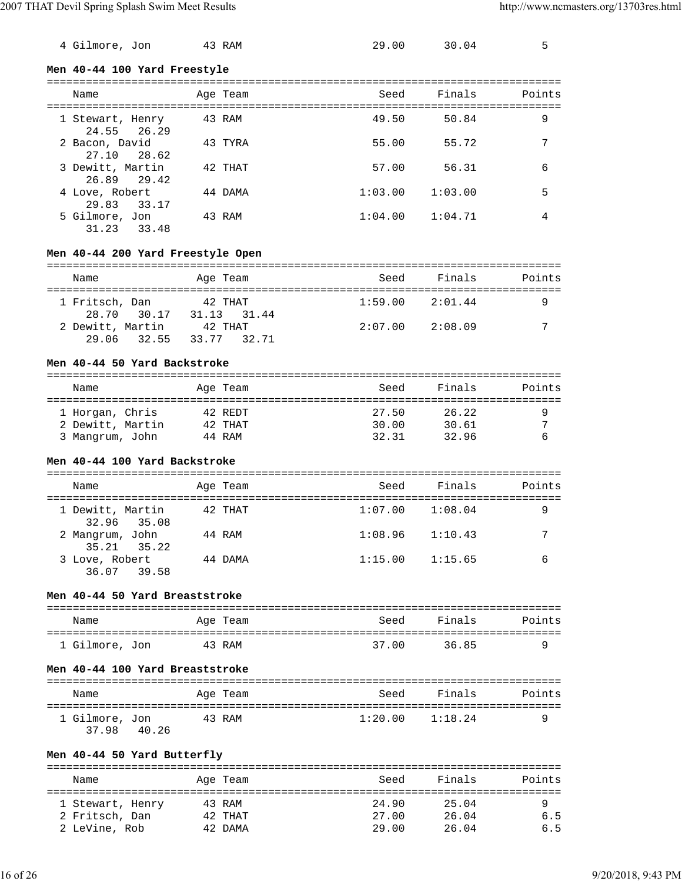| Name | Age | Team | Seed | Finals | Points |
|---|---|---|---|---|---|
| 4 Gilmore, Jon | 43 | RAM | 29.00 | 30.04 | 5 |

**Men 40-44 100 Yard Freestyle**

| Name | Age | Team | Seed | Finals | Points |
|---|---|---|---|---|---|
| 1 Stewart, Henry | 43 | RAM | 49.50 | 50.84 | 9 |
| 24.55 26.29 | | | | | |
| 2 Bacon, David | 43 | TYRA | 55.00 | 55.72 | 7 |
| 27.10 28.62 | | | | | |
| 3 Dewitt, Martin | 42 | THAT | 57.00 | 56.31 | 6 |
| 26.89 29.42 | | | | | |
| 4 Love, Robert | 44 | DAMA | 1:03.00 | 1:03.00 | 5 |
| 29.83 33.17 | | | | | |
| 5 Gilmore, Jon | 43 | RAM | 1:04.00 | 1:04.71 | 4 |
| 31.23 33.48 | | | | | |

**Men 40-44 200 Yard Freestyle Open**

| Name | Age | Team | Seed | Finals | Points |
|---|---|---|---|---|---|
| 1 Fritsch, Dan | 42 | THAT | 1:59.00 | 2:01.44 | 9 |
| 28.70 30.17 31.13 31.44 | | | | | |
| 2 Dewitt, Martin | 42 | THAT | 2:07.00 | 2:08.09 | 7 |
| 29.06 32.55 33.77 32.71 | | | | | |

**Men 40-44 50 Yard Backstroke**

| Name | Age | Team | Seed | Finals | Points |
|---|---|---|---|---|---|
| 1 Horgan, Chris | 42 | REDT | 27.50 | 26.22 | 9 |
| 2 Dewitt, Martin | 42 | THAT | 30.00 | 30.61 | 7 |
| 3 Mangrum, John | 44 | RAM | 32.31 | 32.96 | 6 |

**Men 40-44 100 Yard Backstroke**

| Name | Age | Team | Seed | Finals | Points |
|---|---|---|---|---|---|
| 1 Dewitt, Martin | 42 | THAT | 1:07.00 | 1:08.04 | 9 |
| 32.96 35.08 | | | | | |
| 2 Mangrum, John | 44 | RAM | 1:08.96 | 1:10.43 | 7 |
| 35.21 35.22 | | | | | |
| 3 Love, Robert | 44 | DAMA | 1:15.00 | 1:15.65 | 6 |
| 36.07 39.58 | | | | | |

**Men 40-44 50 Yard Breaststroke**

| Name | Age | Team | Seed | Finals | Points |
|---|---|---|---|---|---|
| 1 Gilmore, Jon | 43 | RAM | 37.00 | 36.85 | 9 |

**Men 40-44 100 Yard Breaststroke**

| Name | Age | Team | Seed | Finals | Points |
|---|---|---|---|---|---|
| 1 Gilmore, Jon | 43 | RAM | 1:20.00 | 1:18.24 | 9 |
| 37.98 40.26 | | | | | |

**Men 40-44 50 Yard Butterfly**

| Name | Age | Team | Seed | Finals | Points |
|---|---|---|---|---|---|
| 1 Stewart, Henry | 43 | RAM | 24.90 | 25.04 | 9 |
| 2 Fritsch, Dan | 42 | THAT | 27.00 | 26.04 | 6.5 |
| 2 LeVine, Rob | 42 | DAMA | 29.00 | 26.04 | 6.5 |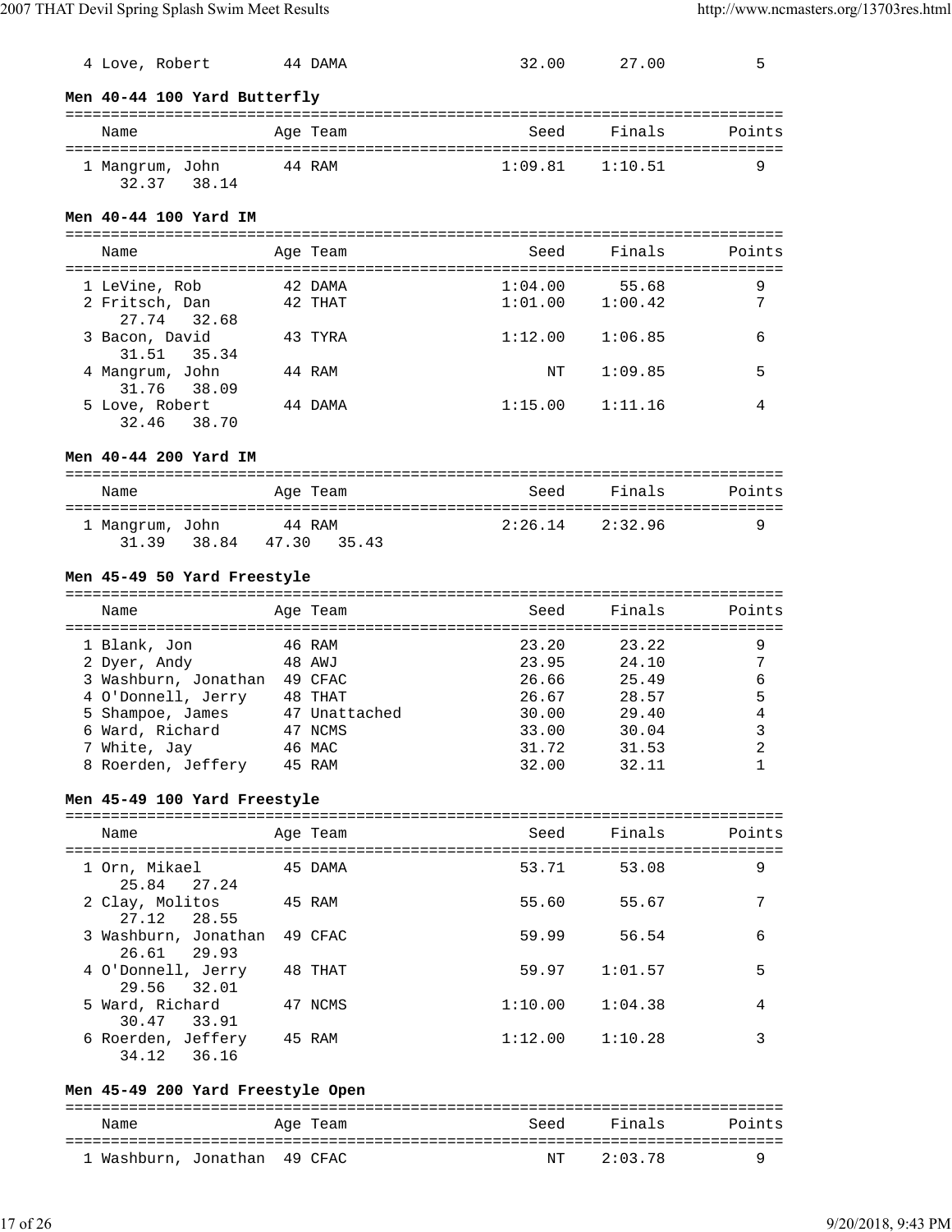| Name | Age | Team | Seed | Finals | Points |
|---|---|---|---|---|---|
| 4 Love, Robert | 44 | DAMA | 32.00 | 27.00 | 5 |

### Men 40-44 100 Yard Butterfly

| Name | Age | Team | Seed | Finals | Points |
|---|---|---|---|---|---|
| 1 Mangrum, John | 44 | RAM | 1:09.81 | 1:10.51 | 9 |
| 32.37 38.14 | | | | | |

### Men 40-44 100 Yard IM

| Name | Age | Team | Seed | Finals | Points |
|---|---|---|---|---|---|
| 1 LeVine, Rob | 42 | DAMA | 1:04.00 | 55.68 | 9 |
| 2 Fritsch, Dan | 42 | THAT | 1:01.00 | 1:00.42 | 7 |
| 27.74 32.68 | | | | | |
| 3 Bacon, David | 43 | TYRA | 1:12.00 | 1:06.85 | 6 |
| 31.51 35.34 | | | | | |
| 4 Mangrum, John | 44 | RAM | NT | 1:09.85 | 5 |
| 31.76 38.09 | | | | | |
| 5 Love, Robert | 44 | DAMA | 1:15.00 | 1:11.16 | 4 |
| 32.46 38.70 | | | | | |

### Men 40-44 200 Yard IM

| Name | Age | Team | Seed | Finals | Points |
|---|---|---|---|---|---|
| 1 Mangrum, John | 44 | RAM | 2:26.14 | 2:32.96 | 9 |
| 31.39 38.84 47.30 35.43 | | | | | |

### Men 45-49 50 Yard Freestyle

| Name | Age | Team | Seed | Finals | Points |
|---|---|---|---|---|---|
| 1 Blank, Jon | 46 | RAM | 23.20 | 23.22 | 9 |
| 2 Dyer, Andy | 48 | AWJ | 23.95 | 24.10 | 7 |
| 3 Washburn, Jonathan | 49 | CFAC | 26.66 | 25.49 | 6 |
| 4 O'Donnell, Jerry | 48 | THAT | 26.67 | 28.57 | 5 |
| 5 Shampoe, James | 47 | Unattached | 30.00 | 29.40 | 4 |
| 6 Ward, Richard | 47 | NCMS | 33.00 | 30.04 | 3 |
| 7 White, Jay | 46 | MAC | 31.72 | 31.53 | 2 |
| 8 Roerden, Jeffery | 45 | RAM | 32.00 | 32.11 | 1 |

### Men 45-49 100 Yard Freestyle

| Name | Age | Team | Seed | Finals | Points |
|---|---|---|---|---|---|
| 1 Orn, Mikael | 45 | DAMA | 53.71 | 53.08 | 9 |
| 25.84 27.24 | | | | | |
| 2 Clay, Molitos | 45 | RAM | 55.60 | 55.67 | 7 |
| 27.12 28.55 | | | | | |
| 3 Washburn, Jonathan | 49 | CFAC | 59.99 | 56.54 | 6 |
| 26.61 29.93 | | | | | |
| 4 O'Donnell, Jerry | 48 | THAT | 59.97 | 1:01.57 | 5 |
| 29.56 32.01 | | | | | |
| 5 Ward, Richard | 47 | NCMS | 1:10.00 | 1:04.38 | 4 |
| 30.47 33.91 | | | | | |
| 6 Roerden, Jeffery | 45 | RAM | 1:12.00 | 1:10.28 | 3 |
| 34.12 36.16 | | | | | |

### Men 45-49 200 Yard Freestyle Open

| Name | Age | Team | Seed | Finals | Points |
|---|---|---|---|---|---|
| 1 Washburn, Jonathan | 49 | CFAC | NT | 2:03.78 | 9 |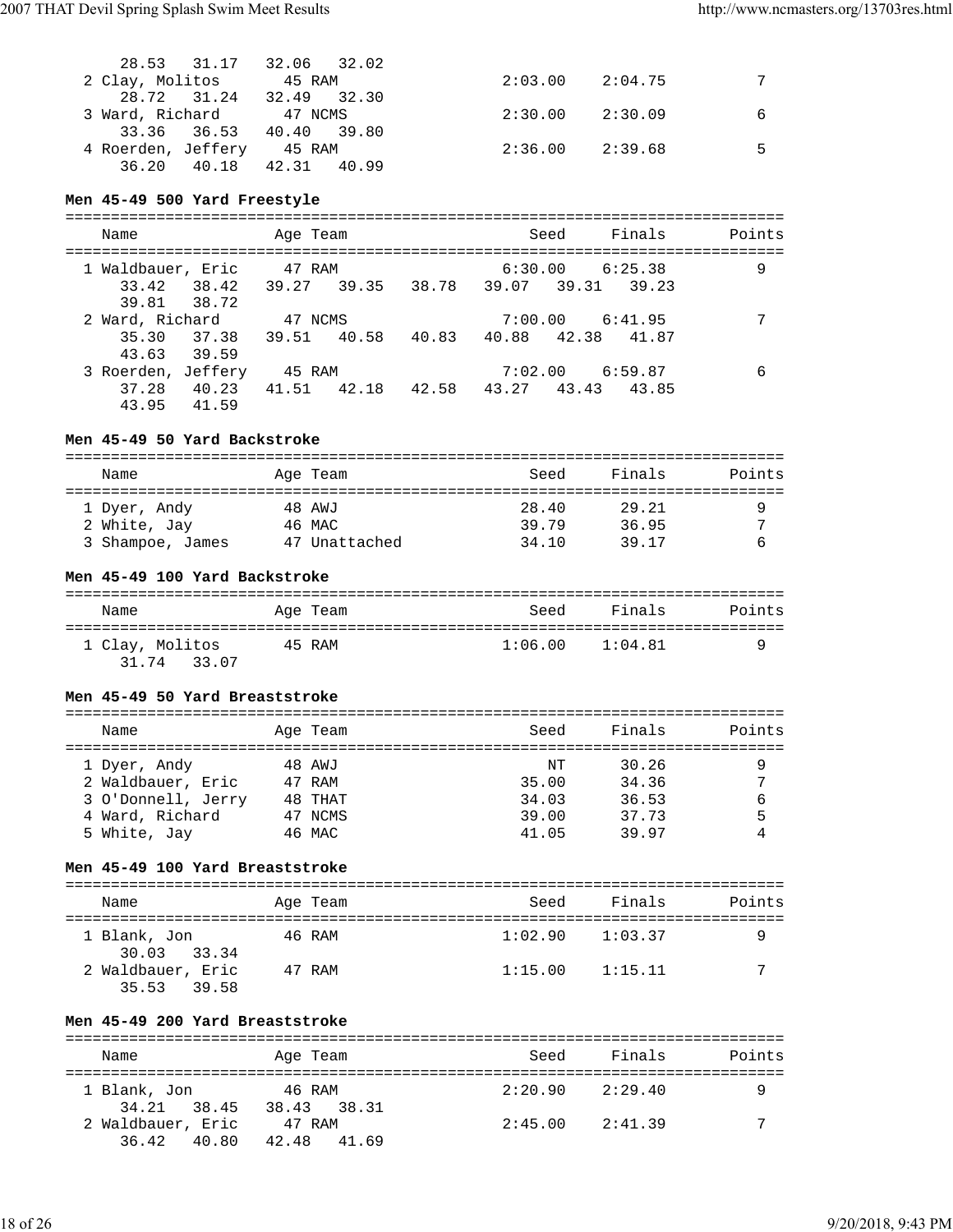| Name | Age | Team | Seed | Finals | Points |
|---|---|---|---|---|---|
| | | | | | |
| 28.53 31.17 32.06 32.02 | | | | | |
| 2 Clay, Molitos | 45 | RAM | 2:03.00 | 2:04.75 | 7 |
| 28.72 31.24 32.49 32.30 | | | | | |
| 3 Ward, Richard | 47 | NCMS | 2:30.00 | 2:30.09 | 6 |
| 33.36 36.53 40.40 39.80 | | | | | |
| 4 Roerden, Jeffery | 45 | RAM | 2:36.00 | 2:39.68 | 5 |
| 36.20 40.18 42.31 40.99 | | | | | |

### Men 45-49 500 Yard Freestyle

| Name | Age | Team | Seed | Finals | Points |
|---|---|---|---|---|---|
| 1 Waldbauer, Eric | 47 | RAM | 6:30.00 | 6:25.38 | 9 |
| 33.42 38.42 39.27 39.35 38.78 39.07 39.31 39.23 39.81 38.72 | | | | | |
| 2 Ward, Richard | 47 | NCMS | 7:00.00 | 6:41.95 | 7 |
| 35.30 37.38 39.51 40.58 40.83 40.88 42.38 41.87 43.63 39.59 | | | | | |
| 3 Roerden, Jeffery | 45 | RAM | 7:02.00 | 6:59.87 | 6 |
| 37.28 40.23 41.51 42.18 42.58 43.27 43.43 43.85 43.95 41.59 | | | | | |

### Men 45-49 50 Yard Backstroke

| Name | Age | Team | Seed | Finals | Points |
|---|---|---|---|---|---|
| 1 Dyer, Andy | 48 | AWJ | 28.40 | 29.21 | 9 |
| 2 White, Jay | 46 | MAC | 39.79 | 36.95 | 7 |
| 3 Shampoe, James | 47 | Unattached | 34.10 | 39.17 | 6 |

### Men 45-49 100 Yard Backstroke

| Name | Age | Team | Seed | Finals | Points |
|---|---|---|---|---|---|
| 1 Clay, Molitos | 45 | RAM | 1:06.00 | 1:04.81 | 9 |
| 31.74 33.07 | | | | | |

### Men 45-49 50 Yard Breaststroke

| Name | Age | Team | Seed | Finals | Points |
|---|---|---|---|---|---|
| 1 Dyer, Andy | 48 | AWJ | NT | 30.26 | 9 |
| 2 Waldbauer, Eric | 47 | RAM | 35.00 | 34.36 | 7 |
| 3 O'Donnell, Jerry | 48 | THAT | 34.03 | 36.53 | 6 |
| 4 Ward, Richard | 47 | NCMS | 39.00 | 37.73 | 5 |
| 5 White, Jay | 46 | MAC | 41.05 | 39.97 | 4 |

### Men 45-49 100 Yard Breaststroke

| Name | Age | Team | Seed | Finals | Points |
|---|---|---|---|---|---|
| 1 Blank, Jon | 46 | RAM | 1:02.90 | 1:03.37 | 9 |
| 30.03 33.34 | | | | | |
| 2 Waldbauer, Eric | 47 | RAM | 1:15.00 | 1:15.11 | 7 |
| 35.53 39.58 | | | | | |

### Men 45-49 200 Yard Breaststroke

| Name | Age | Team | Seed | Finals | Points |
|---|---|---|---|---|---|
| 1 Blank, Jon | 46 | RAM | 2:20.90 | 2:29.40 | 9 |
| 34.21 38.45 38.43 38.31 | | | | | |
| 2 Waldbauer, Eric | 47 | RAM | 2:45.00 | 2:41.39 | 7 |
| 36.42 40.80 42.48 41.69 | | | | | |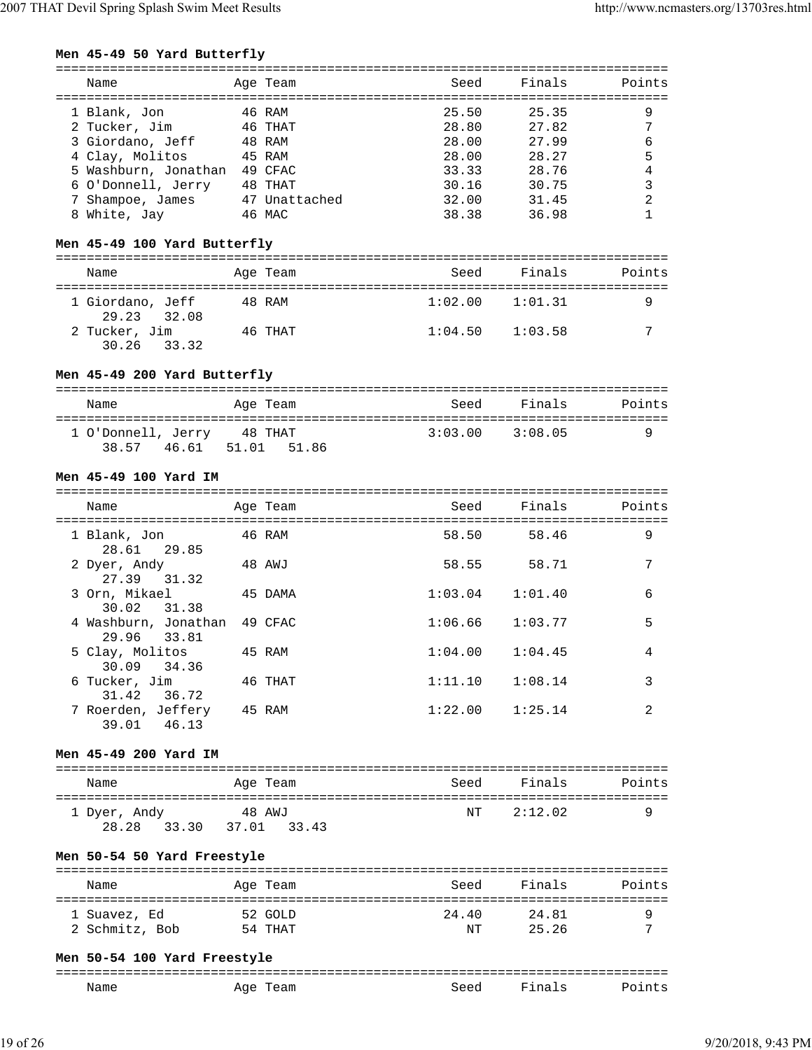### Men 45-49 50 Yard Butterfly

| Name | Age | Team | Seed | Finals | Points |
|---|---|---|---|---|---|
| 1 Blank, Jon | 46 | RAM | 25.50 | 25.35 | 9 |
| 2 Tucker, Jim | 46 | THAT | 28.80 | 27.82 | 7 |
| 3 Giordano, Jeff | 48 | RAM | 28.00 | 27.99 | 6 |
| 4 Clay, Molitos | 45 | RAM | 28.00 | 28.27 | 5 |
| 5 Washburn, Jonathan | 49 | CFAC | 33.33 | 28.76 | 4 |
| 6 O'Donnell, Jerry | 48 | THAT | 30.16 | 30.75 | 3 |
| 7 Shampoe, James | 47 | Unattached | 32.00 | 31.45 | 2 |
| 8 White, Jay | 46 | MAC | 38.38 | 36.98 | 1 |

### Men 45-49 100 Yard Butterfly

| Name | Age | Team | Seed | Finals | Points |
|---|---|---|---|---|---|
| 1 Giordano, Jeff | 48 | RAM | 1:02.00 | 1:01.31 | 9 |
| 29.23 32.08 | | | | | |
| 2 Tucker, Jim | 46 | THAT | 1:04.50 | 1:03.58 | 7 |
| 30.26 33.32 | | | | | |

### Men 45-49 200 Yard Butterfly

| Name | Age | Team | Seed | Finals | Points |
|---|---|---|---|---|---|
| 1 O'Donnell, Jerry | 48 | THAT | 3:03.00 | 3:08.05 | 9 |
| 38.57 46.61 51.01 51.86 | | | | | |

### Men 45-49 100 Yard IM

| Name | Age | Team | Seed | Finals | Points |
|---|---|---|---|---|---|
| 1 Blank, Jon | 46 | RAM | 58.50 | 58.46 | 9 |
| 28.61 29.85 | | | | | |
| 2 Dyer, Andy | 48 | AWJ | 58.55 | 58.71 | 7 |
| 27.39 31.32 | | | | | |
| 3 Orn, Mikael | 45 | DAMA | 1:03.04 | 1:01.40 | 6 |
| 30.02 31.38 | | | | | |
| 4 Washburn, Jonathan | 49 | CFAC | 1:06.66 | 1:03.77 | 5 |
| 29.96 33.81 | | | | | |
| 5 Clay, Molitos | 45 | RAM | 1:04.00 | 1:04.45 | 4 |
| 30.09 34.36 | | | | | |
| 6 Tucker, Jim | 46 | THAT | 1:11.10 | 1:08.14 | 3 |
| 31.42 36.72 | | | | | |
| 7 Roerden, Jeffery | 45 | RAM | 1:22.00 | 1:25.14 | 2 |
| 39.01 46.13 | | | | | |

### Men 45-49 200 Yard IM

| Name | Age | Team | Seed | Finals | Points |
|---|---|---|---|---|---|
| 1 Dyer, Andy | 48 | AWJ | NT | 2:12.02 | 9 |
| 28.28 33.30 37.01 33.43 | | | | | |

### Men 50-54 50 Yard Freestyle

| Name | Age | Team | Seed | Finals | Points |
|---|---|---|---|---|---|
| 1 Suavez, Ed | 52 | GOLD | 24.40 | 24.81 | 9 |
| 2 Schmitz, Bob | 54 | THAT | NT | 25.26 | 7 |

### Men 50-54 100 Yard Freestyle

| Name | Age | Team | Seed | Finals | Points |
|---|---|---|---|---|---|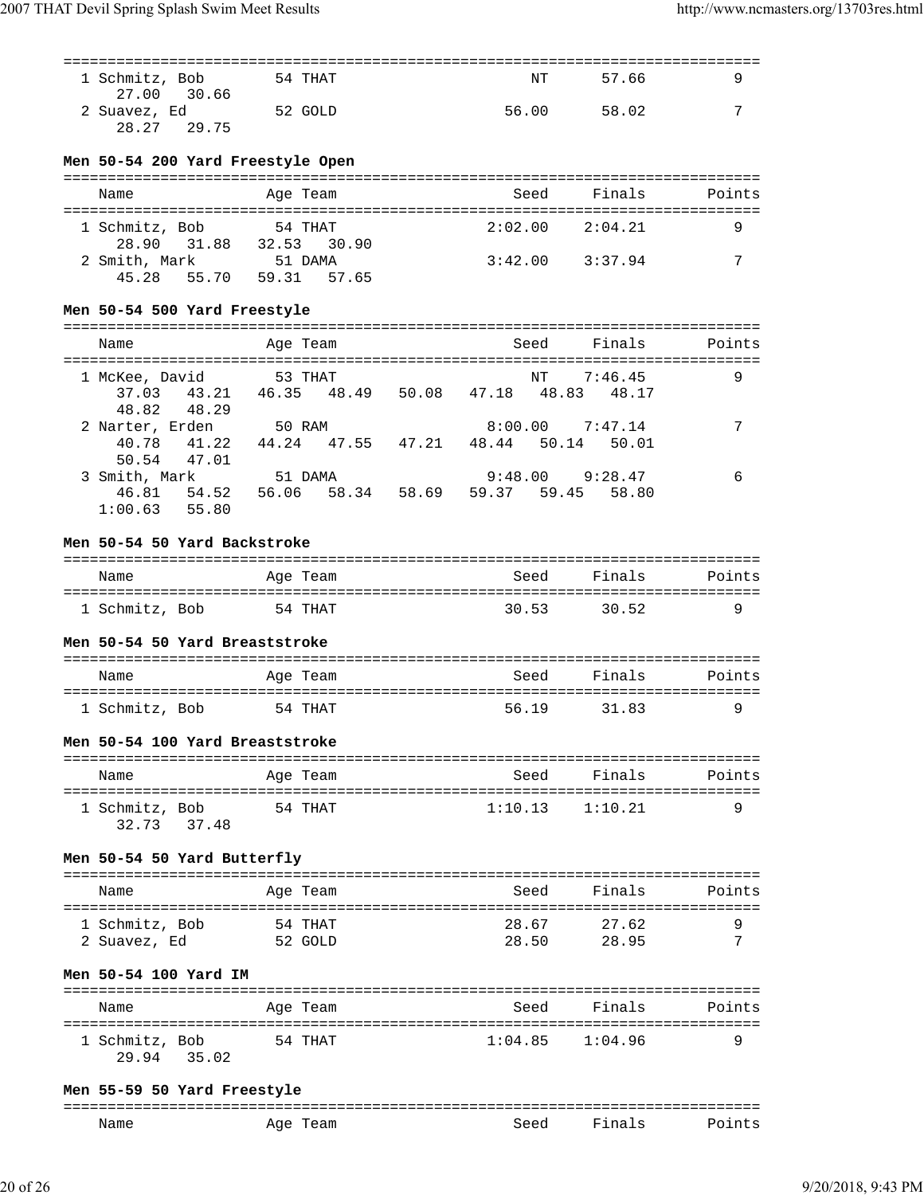| Name | Age | Team | Seed | Finals | Points |
|---|---|---|---|---|---|
| 1 Schmitz, Bob | 54 | THAT | NT | 57.66 | 9 |
| 27.00 30.66 | | | | | |
| 2 Suavez, Ed | 52 | GOLD | 56.00 | 58.02 | 7 |
| 28.27 29.75 | | | | | |

**Men 50-54 200 Yard Freestyle Open**

| Name | Age | Team | Seed | Finals | Points |
|---|---|---|---|---|---|
| 1 Schmitz, Bob | 54 | THAT | 2:02.00 | 2:04.21 | 9 |
| 28.90 31.88 32.53 30.90 | | | | | |
| 2 Smith, Mark | 51 | DAMA | 3:42.00 | 3:37.94 | 7 |
| 45.28 55.70 59.31 57.65 | | | | | |

**Men 50-54 500 Yard Freestyle**

| Name | Age | Team | Seed | Finals | Points |
|---|---|---|---|---|---|
| 1 McKee, David | 53 | THAT | NT | 7:46.45 | 9 |
| 37.03 43.21 46.35 48.49 50.08 47.18 48.83 48.17 48.82 48.29 | | | | | |
| 2 Narter, Erden | 50 | RAM | 8:00.00 | 7:47.14 | 7 |
| 40.78 41.22 44.24 47.55 47.21 48.44 50.14 50.01 50.54 47.01 | | | | | |
| 3 Smith, Mark | 51 | DAMA | 9:48.00 | 9:28.47 | 6 |
| 46.81 54.52 56.06 58.34 58.69 59.37 59.45 58.80 1:00.63 55.80 | | | | | |

**Men 50-54 50 Yard Backstroke**

| Name | Age | Team | Seed | Finals | Points |
|---|---|---|---|---|---|
| 1 Schmitz, Bob | 54 | THAT | 30.53 | 30.52 | 9 |

**Men 50-54 50 Yard Breaststroke**

| Name | Age | Team | Seed | Finals | Points |
|---|---|---|---|---|---|
| 1 Schmitz, Bob | 54 | THAT | 56.19 | 31.83 | 9 |

**Men 50-54 100 Yard Breaststroke**

| Name | Age | Team | Seed | Finals | Points |
|---|---|---|---|---|---|
| 1 Schmitz, Bob | 54 | THAT | 1:10.13 | 1:10.21 | 9 |
| 32.73 37.48 | | | | | |

**Men 50-54 50 Yard Butterfly**

| Name | Age | Team | Seed | Finals | Points |
|---|---|---|---|---|---|
| 1 Schmitz, Bob | 54 | THAT | 28.67 | 27.62 | 9 |
| 2 Suavez, Ed | 52 | GOLD | 28.50 | 28.95 | 7 |

**Men 50-54 100 Yard IM**

| Name | Age | Team | Seed | Finals | Points |
|---|---|---|---|---|---|
| 1 Schmitz, Bob | 54 | THAT | 1:04.85 | 1:04.96 | 9 |
| 29.94 35.02 | | | | | |

**Men 55-59 50 Yard Freestyle**

| Name | Age | Team | Seed | Finals | Points |
|---|---|---|---|---|---|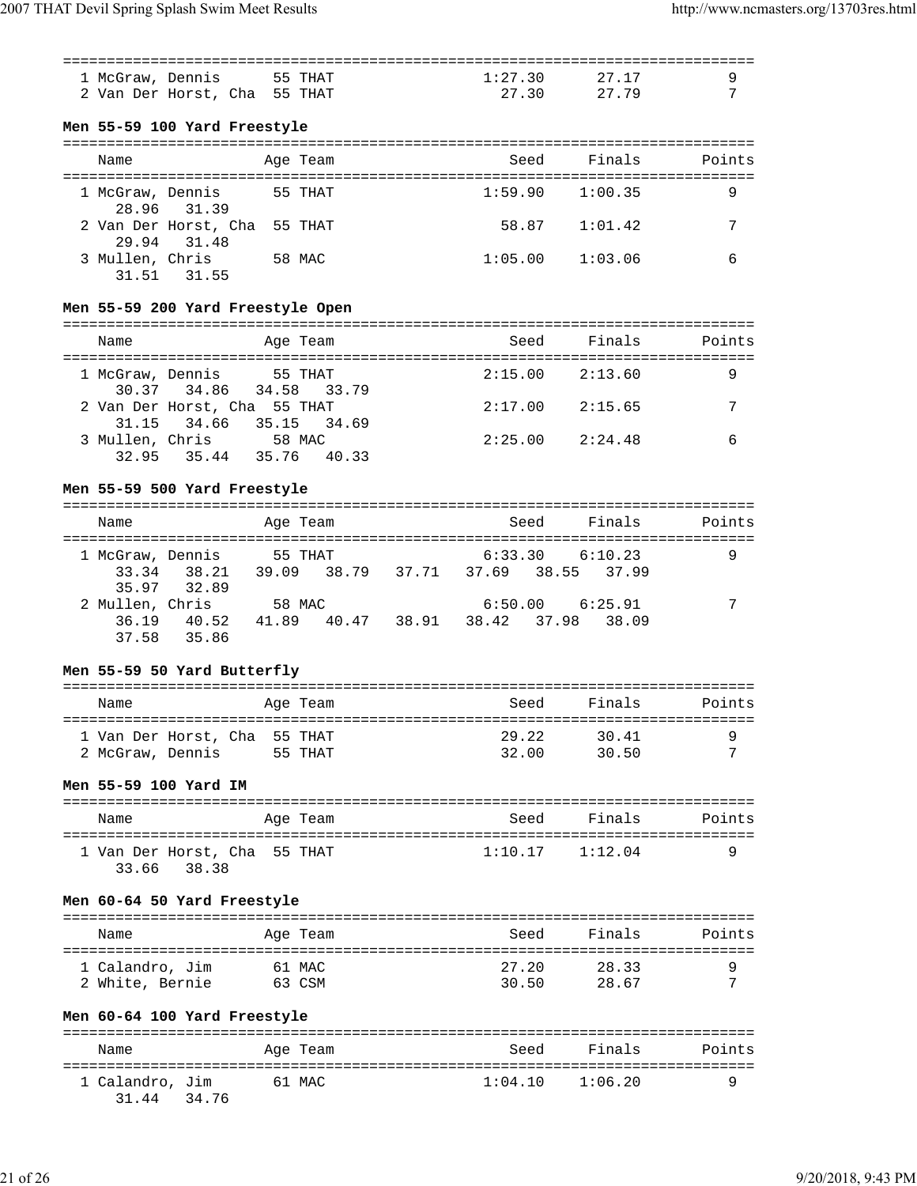| Name | Age | Team | Seed | Finals | Points |
|---|---|---|---|---|---|
| 1 McGraw, Dennis | 55 | THAT | 1:27.30 | 27.17 | 9 |
| 2 Van Der Horst, Cha | 55 | THAT | 27.30 | 27.79 | 7 |

### Men 55-59 100 Yard Freestyle

| Name | Age | Team | Seed | Finals | Points |
|---|---|---|---|---|---|
| 1 McGraw, Dennis | 55 | THAT | 1:59.90 | 1:00.35 | 9 |
| 28.96 31.39 | | | | | |
| 2 Van Der Horst, Cha | 55 | THAT | 58.87 | 1:01.42 | 7 |
| 29.94 31.48 | | | | | |
| 3 Mullen, Chris | 58 | MAC | 1:05.00 | 1:03.06 | 6 |
| 31.51 31.55 | | | | | |

### Men 55-59 200 Yard Freestyle Open

| Name | Age | Team | Seed | Finals | Points |
|---|---|---|---|---|---|
| 1 McGraw, Dennis | 55 | THAT | 2:15.00 | 2:13.60 | 9 |
| 30.37 34.86 34.58 33.79 | | | | | |
| 2 Van Der Horst, Cha | 55 | THAT | 2:17.00 | 2:15.65 | 7 |
| 31.15 34.66 35.15 34.69 | | | | | |
| 3 Mullen, Chris | 58 | MAC | 2:25.00 | 2:24.48 | 6 |
| 32.95 35.44 35.76 40.33 | | | | | |

### Men 55-59 500 Yard Freestyle

| Name | Age | Team | Seed | Finals | Points |
|---|---|---|---|---|---|
| 1 McGraw, Dennis | 55 | THAT | 6:33.30 | 6:10.23 | 9 |
| 33.34 38.21 39.09 38.79 37.71 37.69 38.55 37.99 | | | | | |
| 35.97 32.89 | | | | | |
| 2 Mullen, Chris | 58 | MAC | 6:50.00 | 6:25.91 | 7 |
| 36.19 40.52 41.89 40.47 38.91 38.42 37.98 38.09 | | | | | |
| 37.58 35.86 | | | | | |

### Men 55-59 50 Yard Butterfly

| Name | Age | Team | Seed | Finals | Points |
|---|---|---|---|---|---|
| 1 Van Der Horst, Cha | 55 | THAT | 29.22 | 30.41 | 9 |
| 2 McGraw, Dennis | 55 | THAT | 32.00 | 30.50 | 7 |

### Men 55-59 100 Yard IM

| Name | Age | Team | Seed | Finals | Points |
|---|---|---|---|---|---|
| 1 Van Der Horst, Cha | 55 | THAT | 1:10.17 | 1:12.04 | 9 |
| 33.66 38.38 | | | | | |

### Men 60-64 50 Yard Freestyle

| Name | Age | Team | Seed | Finals | Points |
|---|---|---|---|---|---|
| 1 Calandro, Jim | 61 | MAC | 27.20 | 28.33 | 9 |
| 2 White, Bernie | 63 | CSM | 30.50 | 28.67 | 7 |

### Men 60-64 100 Yard Freestyle

| Name | Age | Team | Seed | Finals | Points |
|---|---|---|---|---|---|
| 1 Calandro, Jim | 61 | MAC | 1:04.10 | 1:06.20 | 9 |
| 31.44 34.76 | | | | | |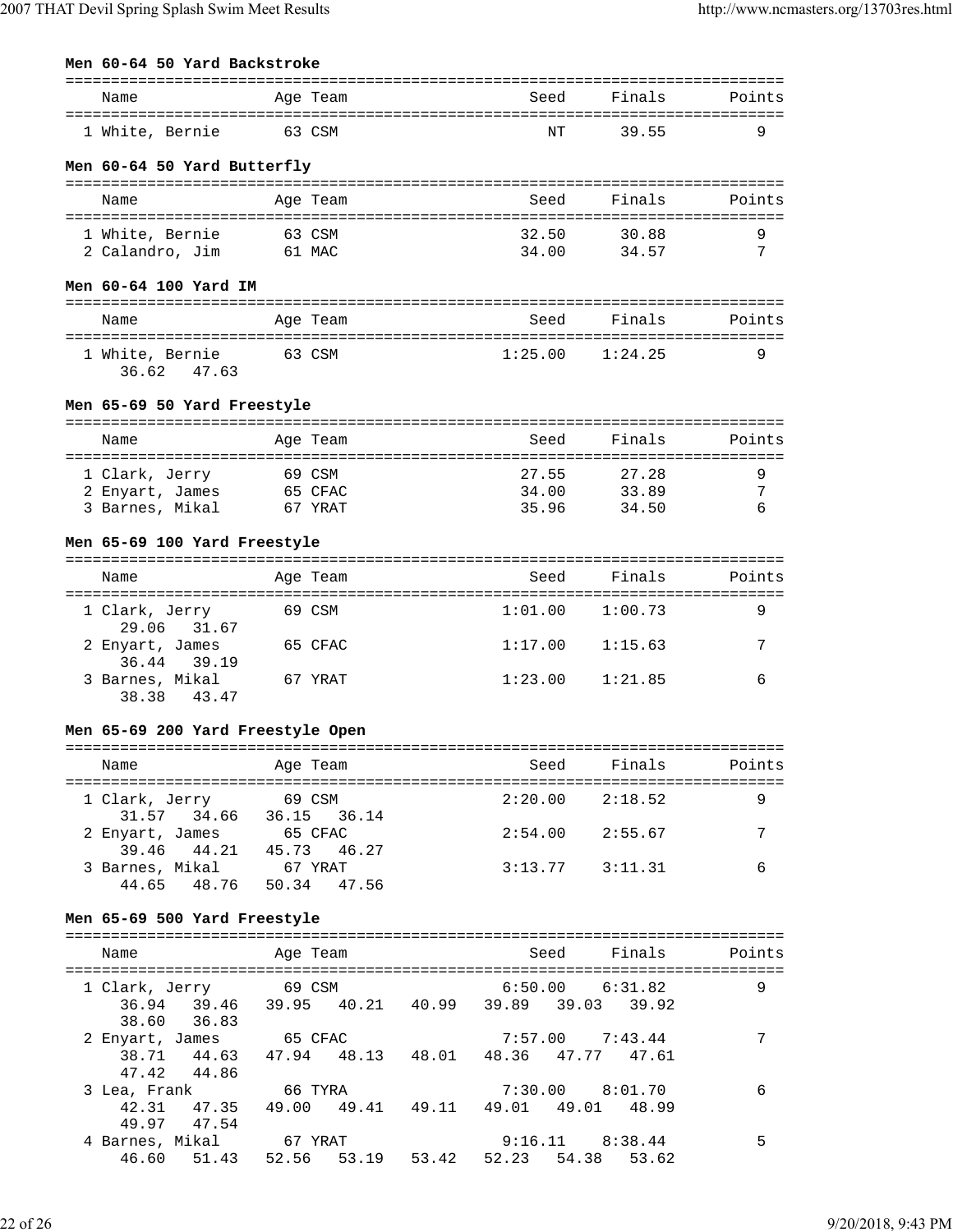### Men 60-64 50 Yard Backstroke

| Name | Age | Team | Seed | Finals | Points |
|---|---|---|---|---|---|
| 1 White, Bernie | 63 | CSM | NT | 39.55 | 9 |

### Men 60-64 50 Yard Butterfly

| Name | Age | Team | Seed | Finals | Points |
|---|---|---|---|---|---|
| 1 White, Bernie | 63 | CSM | 32.50 | 30.88 | 9 |
| 2 Calandro, Jim | 61 | MAC | 34.00 | 34.57 | 7 |

### Men 60-64 100 Yard IM

| Name | Age | Team | Seed | Finals | Points |
|---|---|---|---|---|---|
| 1 White, Bernie | 63 | CSM | 1:25.00 | 1:24.25 | 9 |
| 36.62 47.63 | | | | | |

### Men 65-69 50 Yard Freestyle

| Name | Age | Team | Seed | Finals | Points |
|---|---|---|---|---|---|
| 1 Clark, Jerry | 69 | CSM | 27.55 | 27.28 | 9 |
| 2 Enyart, James | 65 | CFAC | 34.00 | 33.89 | 7 |
| 3 Barnes, Mikal | 67 | YRAT | 35.96 | 34.50 | 6 |

### Men 65-69 100 Yard Freestyle

| Name | Age | Team | Seed | Finals | Points |
|---|---|---|---|---|---|
| 1 Clark, Jerry | 69 | CSM | 1:01.00 | 1:00.73 | 9 |
| 29.06 31.67 | | | | | |
| 2 Enyart, James | 65 | CFAC | 1:17.00 | 1:15.63 | 7 |
| 36.44 39.19 | | | | | |
| 3 Barnes, Mikal | 67 | YRAT | 1:23.00 | 1:21.85 | 6 |
| 38.38 43.47 | | | | | |

### Men 65-69 200 Yard Freestyle Open

| Name | Age | Team | Seed | Finals | Points |
|---|---|---|---|---|---|
| 1 Clark, Jerry | 69 | CSM | 2:20.00 | 2:18.52 | 9 |
| 31.57 34.66 36.15 36.14 | | | | | |
| 2 Enyart, James | 65 | CFAC | 2:54.00 | 2:55.67 | 7 |
| 39.46 44.21 45.73 46.27 | | | | | |
| 3 Barnes, Mikal | 67 | YRAT | 3:13.77 | 3:11.31 | 6 |
| 44.65 48.76 50.34 47.56 | | | | | |

### Men 65-69 500 Yard Freestyle

| Name | Age | Team | Seed | Finals | Points |
|---|---|---|---|---|---|
| 1 Clark, Jerry | 69 | CSM | 6:50.00 | 6:31.82 | 9 |
| 36.94 39.46 39.95 40.21 40.99 39.89 39.03 39.92 38.60 36.83 | | | | | |
| 2 Enyart, James | 65 | CFAC | 7:57.00 | 7:43.44 | 7 |
| 38.71 44.63 47.94 48.13 48.01 48.36 47.77 47.61 47.42 44.86 | | | | | |
| 3 Lea, Frank | 66 | TYRA | 7:30.00 | 8:01.70 | 6 |
| 42.31 47.35 49.00 49.41 49.11 49.01 49.01 48.99 49.97 47.54 | | | | | |
| 4 Barnes, Mikal | 67 | YRAT | 9:16.11 | 8:38.44 | 5 |
| 46.60 51.43 52.56 53.19 53.42 52.23 54.38 53.62 | | | | | |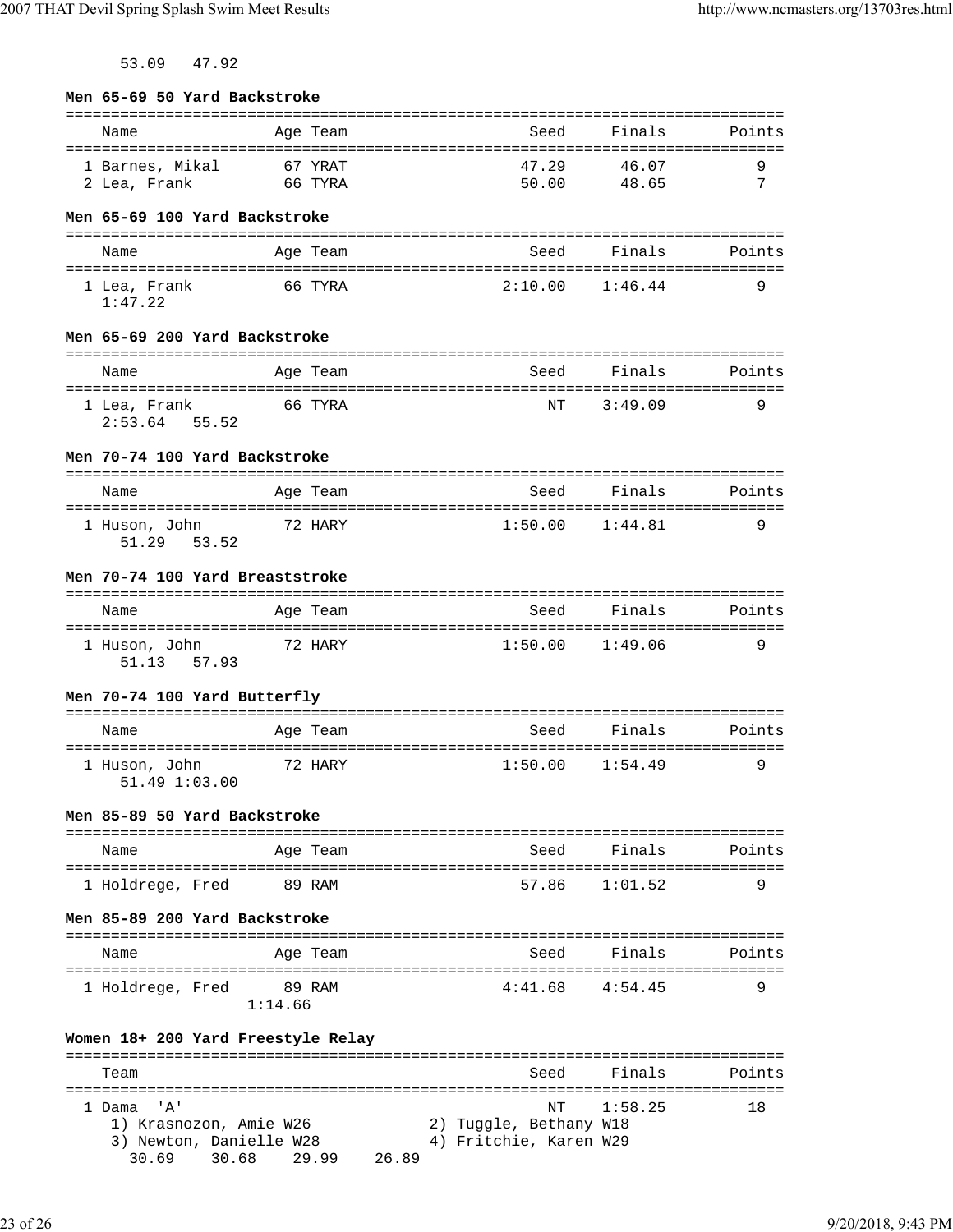53.09   47.92

**Men 65-69 50 Yard Backstroke**

| Name | Age | Team | Seed | Finals | Points |
|---|---|---|---|---|---|
| 1 Barnes, Mikal | 67 | YRAT | 47.29 | 46.07 | 9 |
| 2 Lea, Frank | 66 | TYRA | 50.00 | 48.65 | 7 |

**Men 65-69 100 Yard Backstroke**

| Name | Age | Team | Seed | Finals | Points |
|---|---|---|---|---|---|
| 1 Lea, Frank | 66 | TYRA | 2:10.00 | 1:46.44 | 9 |
| 1:47.22 | | | | | |

**Men 65-69 200 Yard Backstroke**

| Name | Age | Team | Seed | Finals | Points |
|---|---|---|---|---|---|
| 1 Lea, Frank | 66 | TYRA | NT | 3:49.09 | 9 |
| 2:53.64   55.52 | | | | | |

**Men 70-74 100 Yard Backstroke**

| Name | Age | Team | Seed | Finals | Points |
|---|---|---|---|---|---|
| 1 Huson, John | 72 | HARY | 1:50.00 | 1:44.81 | 9 |
| 51.29   53.52 | | | | | |

**Men 70-74 100 Yard Breaststroke**

| Name | Age | Team | Seed | Finals | Points |
|---|---|---|---|---|---|
| 1 Huson, John | 72 | HARY | 1:50.00 | 1:49.06 | 9 |
| 51.13   57.93 | | | | | |

**Men 70-74 100 Yard Butterfly**

| Name | Age | Team | Seed | Finals | Points |
|---|---|---|---|---|---|
| 1 Huson, John | 72 | HARY | 1:50.00 | 1:54.49 | 9 |
| 51.49 1:03.00 | | | | | |

**Men 85-89 50 Yard Backstroke**

| Name | Age | Team | Seed | Finals | Points |
|---|---|---|---|---|---|
| 1 Holdrege, Fred | 89 | RAM | 57.86 | 1:01.52 | 9 |

**Men 85-89 200 Yard Backstroke**

| Name | Age | Team | Seed | Finals | Points |
|---|---|---|---|---|---|
| 1 Holdrege, Fred | 89 | RAM | 4:41.68 | 4:54.45 | 9 |
| 1:14.66 | | | | | |

**Women 18+ 200 Yard Freestyle Relay**

| Team | Seed | Finals | Points |
|---|---|---|---|
| 1 Dama 'A' | NT | 1:58.25 | 18 |

1) Krasnozon, Amie W26   2) Tuggle, Bethany W18
3) Newton, Danielle W28   4) Fritchie, Karen W29
30.69   30.68   29.99   26.89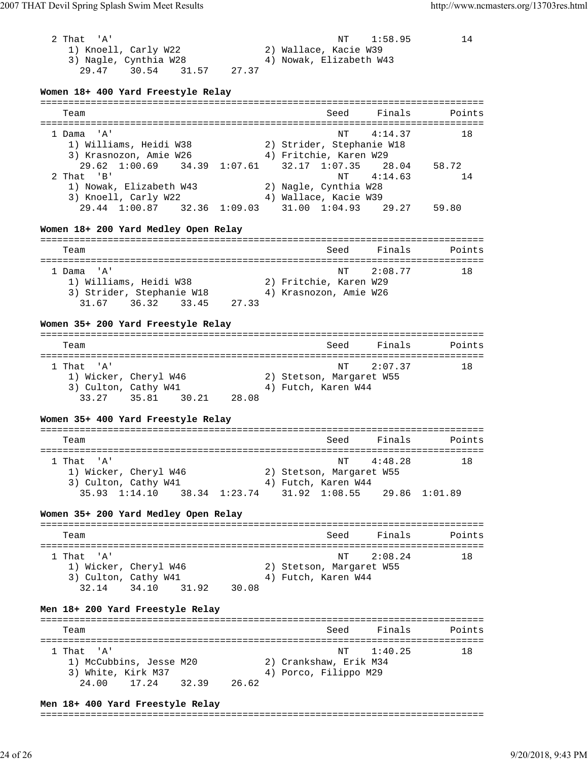```
  2 That  'A'                                          NT    1:58.95         14
     1) Knoell, Carly W22               2) Wallace, Kacie W39
     3) Nagle, Cynthia W28              4) Nowak, Elizabeth W43
       29.47    30.54    31.57    27.37
```

**Women 18+ 400 Yard Freestyle Relay**

```
===============================================================================
    Team                                            Seed     Finals       Points
===============================================================================
  1 Dama  'A'                                          NT    4:14.37         18
     1) Williams, Heidi W38             2) Strider, Stephanie W18
     3) Krasnozon, Amie W26             4) Fritchie, Karen W29
       29.62  1:00.69    34.39  1:07.61    32.17  1:07.35    28.04    58.72
  2 That  'B'                                          NT    4:14.63         14
     1) Nowak, Elizabeth W43            2) Nagle, Cynthia W28
     3) Knoell, Carly W22               4) Wallace, Kacie W39
       29.44  1:00.87    32.36  1:09.03    31.00  1:04.93    29.27    59.80
```

**Women 18+ 200 Yard Medley Open Relay**

```
===============================================================================
    Team                                            Seed     Finals       Points
===============================================================================
  1 Dama  'A'                                          NT    2:08.77         18
     1) Williams, Heidi W38             2) Fritchie, Karen W29
     3) Strider, Stephanie W18          4) Krasnozon, Amie W26
       31.67    36.32    33.45    27.33
```

**Women 35+ 200 Yard Freestyle Relay**

```
===============================================================================
    Team                                            Seed     Finals       Points
===============================================================================
  1 That  'A'                                          NT    2:07.37         18
     1) Wicker, Cheryl W46              2) Stetson, Margaret W55
     3) Culton, Cathy W41               4) Futch, Karen W44
       33.27    35.81    30.21    28.08
```

**Women 35+ 400 Yard Freestyle Relay**

```
===============================================================================
    Team                                            Seed     Finals       Points
===============================================================================
  1 That  'A'                                          NT    4:48.28         18
     1) Wicker, Cheryl W46              2) Stetson, Margaret W55
     3) Culton, Cathy W41               4) Futch, Karen W44
       35.93  1:14.10    38.34  1:23.74    31.92  1:08.55    29.86  1:01.89
```

**Women 35+ 200 Yard Medley Open Relay**

```
===============================================================================
    Team                                            Seed     Finals       Points
===============================================================================
  1 That  'A'                                          NT    2:08.24         18
     1) Wicker, Cheryl W46              2) Stetson, Margaret W55
     3) Culton, Cathy W41               4) Futch, Karen W44
       32.14    34.10    31.92    30.08
```

**Men 18+ 200 Yard Freestyle Relay**

```
===============================================================================
    Team                                            Seed     Finals       Points
===============================================================================
  1 That  'A'                                          NT    1:40.25         18
     1) McCubbins, Jesse M20            2) Crankshaw, Erik M34
     3) White, Kirk M37                 4) Porco, Filippo M29
       24.00    17.24    32.39    26.62
```

**Men 18+ 400 Yard Freestyle Relay**

```
===============================================================================
```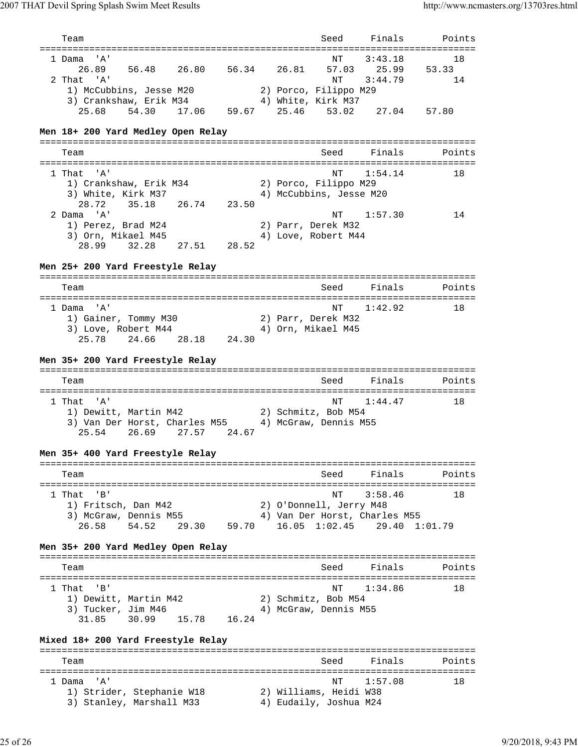| Team | Seed | Finals | Points |
|---|---|---|---|
| 1 Dama 'A' | NT | 3:43.18 | 18 |
| 26.89 56.48 26.80 56.34 26.81 57.03 25.99 53.33 | | | |
| 2 That 'A' | NT | 3:44.79 | 14 |
| 1) McCubbins, Jesse M20 2) Porco, Filippo M29 | | | |
| 3) Crankshaw, Erik M34 4) White, Kirk M37 | | | |
| 25.68 54.30 17.06 59.67 25.46 53.02 27.04 57.80 | | | |

**Men 18+ 200 Yard Medley Open Relay**

| Team | Seed | Finals | Points |
|---|---|---|---|
| 1 That 'A' | NT | 1:54.14 | 18 |
| 1) Crankshaw, Erik M34 2) Porco, Filippo M29 | | | |
| 3) White, Kirk M37 4) McCubbins, Jesse M20 | | | |
| 28.72 35.18 26.74 23.50 | | | |
| 2 Dama 'A' | NT | 1:57.30 | 14 |
| 1) Perez, Brad M24 2) Parr, Derek M32 | | | |
| 3) Orn, Mikael M45 4) Love, Robert M44 | | | |
| 28.99 32.28 27.51 28.52 | | | |

**Men 25+ 200 Yard Freestyle Relay**

| Team | Seed | Finals | Points |
|---|---|---|---|
| 1 Dama 'A' | NT | 1:42.92 | 18 |
| 1) Gainer, Tommy M30 2) Parr, Derek M32 | | | |
| 3) Love, Robert M44 4) Orn, Mikael M45 | | | |
| 25.78 24.66 28.18 24.30 | | | |

**Men 35+ 200 Yard Freestyle Relay**

| Team | Seed | Finals | Points |
|---|---|---|---|
| 1 That 'A' | NT | 1:44.47 | 18 |
| 1) Dewitt, Martin M42 2) Schmitz, Bob M54 | | | |
| 3) Van Der Horst, Charles M55 4) McGraw, Dennis M55 | | | |
| 25.54 26.69 27.57 24.67 | | | |

**Men 35+ 400 Yard Freestyle Relay**

| Team | Seed | Finals | Points |
|---|---|---|---|
| 1 That 'B' | NT | 3:58.46 | 18 |
| 1) Fritsch, Dan M42 2) O'Donnell, Jerry M48 | | | |
| 3) McGraw, Dennis M55 4) Van Der Horst, Charles M55 | | | |
| 26.58 54.52 29.30 59.70 16.05 1:02.45 29.40 1:01.79 | | | |

**Men 35+ 200 Yard Medley Open Relay**

| Team | Seed | Finals | Points |
|---|---|---|---|
| 1 That 'B' | NT | 1:34.86 | 18 |
| 1) Dewitt, Martin M42 2) Schmitz, Bob M54 | | | |
| 3) Tucker, Jim M46 4) McGraw, Dennis M55 | | | |
| 31.85 30.99 15.78 16.24 | | | |

**Mixed 18+ 200 Yard Freestyle Relay**

| Team | Seed | Finals | Points |
|---|---|---|---|
| 1 Dama 'A' | NT | 1:57.08 | 18 |
| 1) Strider, Stephanie W18 2) Williams, Heidi W38 | | | |
| 3) Stanley, Marshall M33 4) Eudaily, Joshua M24 | | | |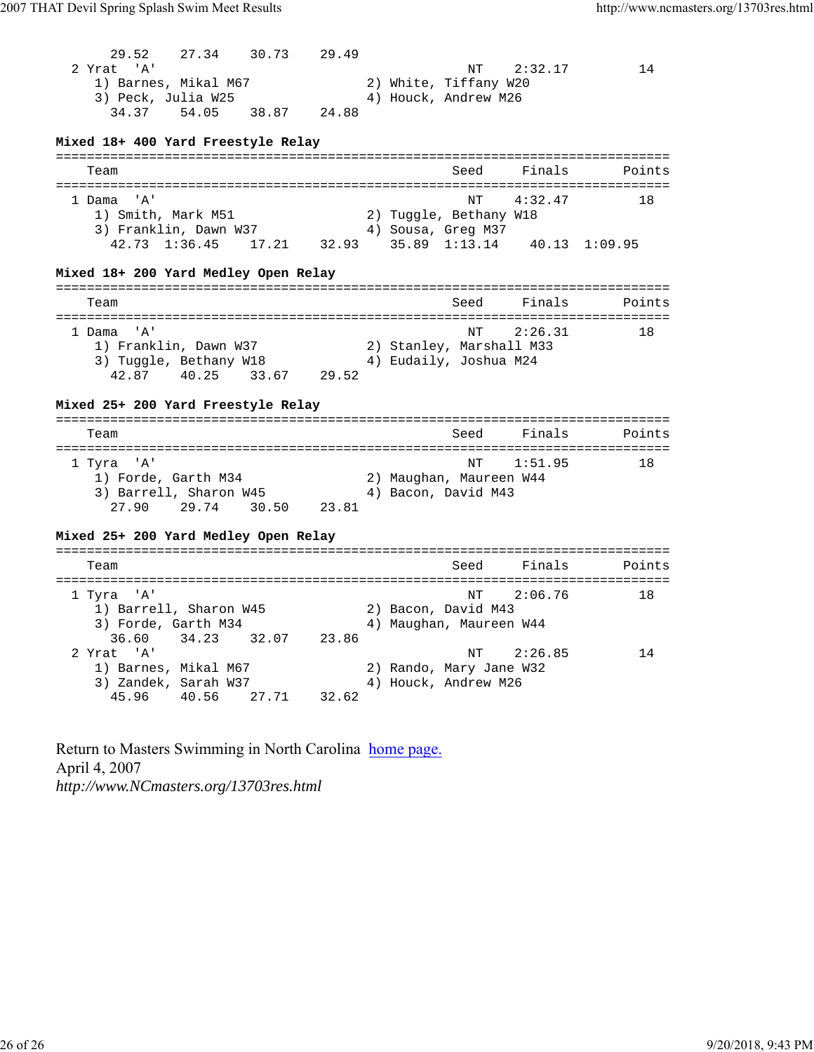```
      29.52    27.34    30.73    29.49
  2 Yrat  'A'                                       NT    2:32.17         14
     1) Barnes, Mikal M67               2) White, Tiffany W20
     3) Peck, Julia W25                 4) Houck, Andrew M26
       34.37    54.05    38.87    24.88
```

**Mixed 18+ 400 Yard Freestyle Relay**

```
===============================================================================
    Team                                           Seed     Finals       Points
===============================================================================
  1 Dama  'A'                                       NT    4:32.47         18
     1) Smith, Mark M51                 2) Tuggle, Bethany W18
     3) Franklin, Dawn W37              4) Sousa, Greg M37
       42.73  1:36.45    17.21    32.93    35.89  1:13.14    40.13  1:09.95
```

**Mixed 18+ 200 Yard Medley Open Relay**

```
===============================================================================
    Team                                           Seed     Finals       Points
===============================================================================
  1 Dama  'A'                                       NT    2:26.31         18
     1) Franklin, Dawn W37              2) Stanley, Marshall M33
     3) Tuggle, Bethany W18             4) Eudaily, Joshua M24
       42.87    40.25    33.67    29.52
```

**Mixed 25+ 200 Yard Freestyle Relay**

```
===============================================================================
    Team                                           Seed     Finals       Points
===============================================================================
  1 Tyra  'A'                                       NT    1:51.95         18
     1) Forde, Garth M34                2) Maughan, Maureen W44
     3) Barrell, Sharon W45             4) Bacon, David M43
       27.90    29.74    30.50    23.81
```

**Mixed 25+ 200 Yard Medley Open Relay**

```
===============================================================================
    Team                                           Seed     Finals       Points
===============================================================================
  1 Tyra  'A'                                       NT    2:06.76         18
     1) Barrell, Sharon W45             2) Bacon, David M43
     3) Forde, Garth M34                4) Maughan, Maureen W44
       36.60    34.23    32.07    23.86
  2 Yrat  'A'                                       NT    2:26.85         14
     1) Barnes, Mikal M67               2) Rando, Mary Jane W32
     3) Zandek, Sarah W37               4) Houck, Andrew M26
       45.96    40.56    27.71    32.62
```

Return to Masters Swimming in North Carolina [home page.](http://www.NCmasters.org/)
April 4, 2007
*http://www.NCmasters.org/13703res.html*